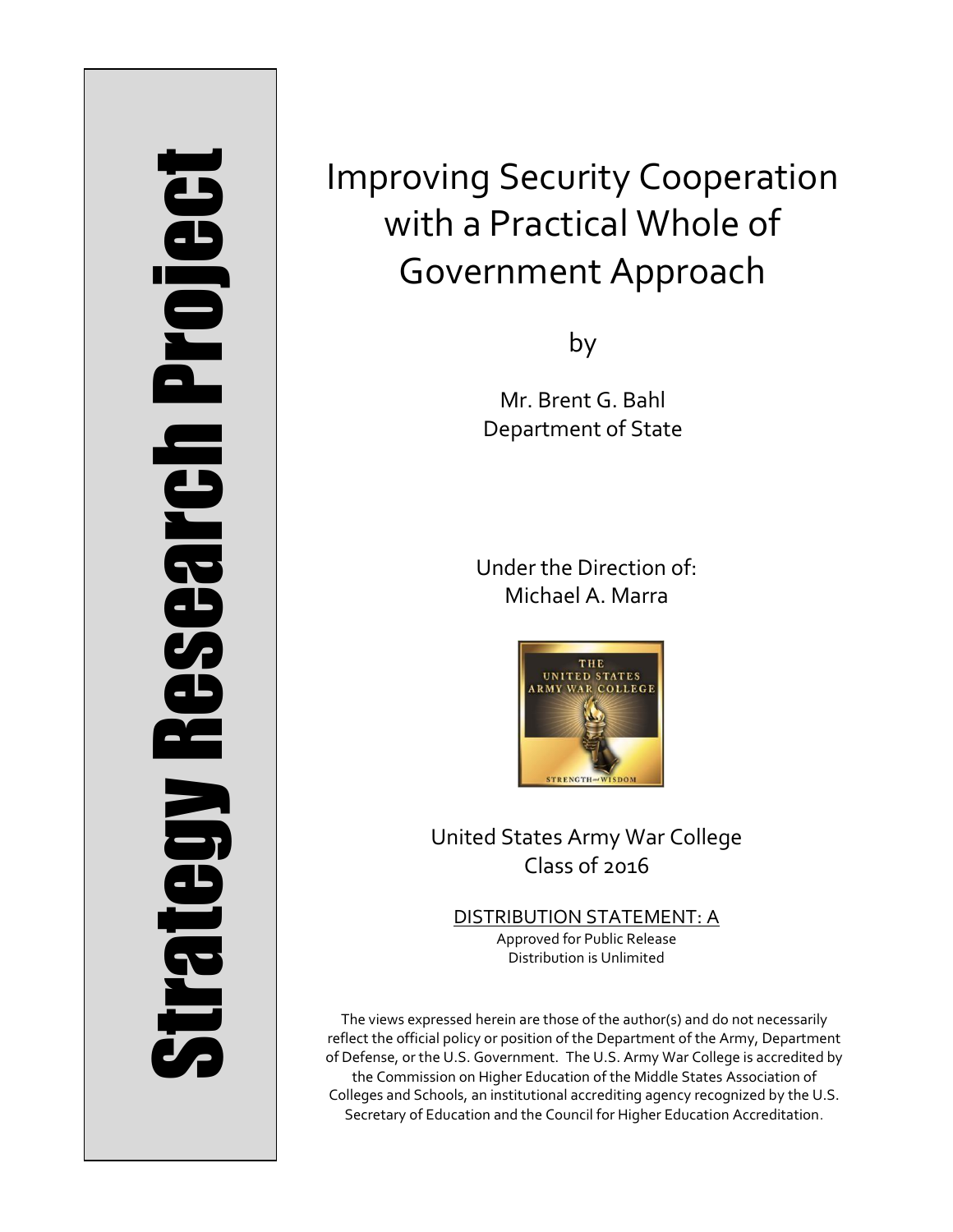Strategy Research Project

# Improving Security Cooperation with a Practical Whole of Government Approach

by

Mr. Brent G. Bahl
Department of State

Under the Direction of:
Michael A. Marra

United States Army War College
Class of 2016

DISTRIBUTION STATEMENT: A
Approved for Public Release
Distribution is Unlimited

The views expressed herein are those of the author(s) and do not necessarily reflect the official policy or position of the Department of the Army, Department of Defense, or the U.S. Government. The U.S. Army War College is accredited by the Commission on Higher Education of the Middle States Association of Colleges and Schools, an institutional accrediting agency recognized by the U.S. Secretary of Education and the Council for Higher Education Accreditation.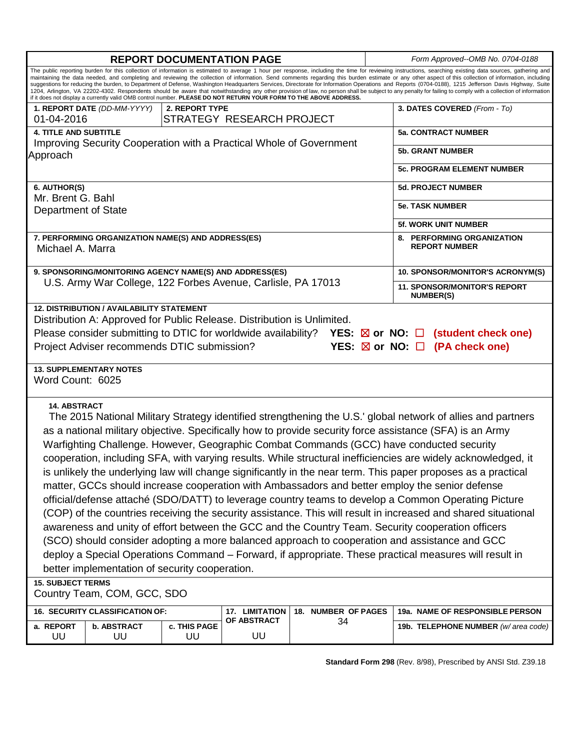# REPORT DOCUMENTATION PAGE

*Form Approved--OMB No. 0704-0188*

The public reporting burden for this collection of information is estimated to average 1 hour per response, including the time for reviewing instructions, searching existing data sources, gathering and maintaining the data needed, and completing and reviewing the collection of information. Send comments regarding this burden estimate or any other aspect of this collection of information, including suggestions for reducing the burden, to Department of Defense, Washington Headquarters Services, Directorate for Information Operations and Reports (0704-0188), 1215 Jefferson Davis Highway, Suite 1204, Arlington, VA 22202-4302. Respondents should be aware that notwithstanding any other provision of law, no person shall be subject to any penalty for failing to comply with a collection of information if it does not display a currently valid OMB control number. **PLEASE DO NOT RETURN YOUR FORM TO THE ABOVE ADDRESS.**

| | | |
|---|---|---|
| **1. REPORT DATE** *(DD-MM-YYYY)* 01-04-2016 | **2. REPORT TYPE** STRATEGY RESEARCH PROJECT | **3. DATES COVERED** *(From - To)* |
| **4. TITLE AND SUBTITLE** Improving Security Cooperation with a Practical Whole of Government Approach | | **5a. CONTRACT NUMBER** |
| | | **5b. GRANT NUMBER** |
| | | **5c. PROGRAM ELEMENT NUMBER** |
| **6. AUTHOR(S)** Mr. Brent G. Bahl Department of State | | **5d. PROJECT NUMBER** |
| | | **5e. TASK NUMBER** |
| | | **5f. WORK UNIT NUMBER** |
| **7. PERFORMING ORGANIZATION NAME(S) AND ADDRESS(ES)** Michael A. Marra | | **8. PERFORMING ORGANIZATION REPORT NUMBER** |
| **9. SPONSORING/MONITORING AGENCY NAME(S) AND ADDRESS(ES)** U.S. Army War College, 122 Forbes Avenue, Carlisle, PA 17013 | | **10. SPONSOR/MONITOR'S ACRONYM(S)** |
| | | **11. SPONSOR/MONITOR'S REPORT NUMBER(S)** |

**12. DISTRIBUTION / AVAILABILITY STATEMENT**

Distribution A: Approved for Public Release. Distribution is Unlimited.

Please consider submitting to DTIC for worldwide availability? **YES: ☒ or NO: ☐ (student check one)**

Project Adviser recommends DTIC submission? **YES: ☒ or NO: ☐ (PA check one)**

**13. SUPPLEMENTARY NOTES**

Word Count: 6025

**14. ABSTRACT**

The 2015 National Military Strategy identified strengthening the U.S.' global network of allies and partners as a national military objective. Specifically how to provide security force assistance (SFA) is an Army Warfighting Challenge. However, Geographic Combat Commands (GCC) have conducted security cooperation, including SFA, with varying results. While structural inefficiencies are widely acknowledged, it is unlikely the underlying law will change significantly in the near term. This paper proposes as a practical matter, GCCs should increase cooperation with Ambassadors and better employ the senior defense official/defense attaché (SDO/DATT) to leverage country teams to develop a Common Operating Picture (COP) of the countries receiving the security assistance. This will result in increased and shared situational awareness and unity of effort between the GCC and the Country Team. Security cooperation officers (SCO) should consider adopting a more balanced approach to cooperation and assistance and GCC deploy a Special Operations Command – Forward, if appropriate. These practical measures will result in better implementation of security cooperation.

**15. SUBJECT TERMS**

Country Team, COM, GCC, SDO

| **16. SECURITY CLASSIFICATION OF:** | | | **17. LIMITATION OF ABSTRACT** | **18. NUMBER OF PAGES** | **19a. NAME OF RESPONSIBLE PERSON** |
|---|---|---|---|---|---|
| **a. REPORT** | **b. ABSTRACT** | **c. THIS PAGE** | | 34 | **19b. TELEPHONE NUMBER** *(w/ area code)* |
| UU | UU | UU | UU | | |

**Standard Form 298** (Rev. 8/98), Prescribed by ANSI Std. Z39.18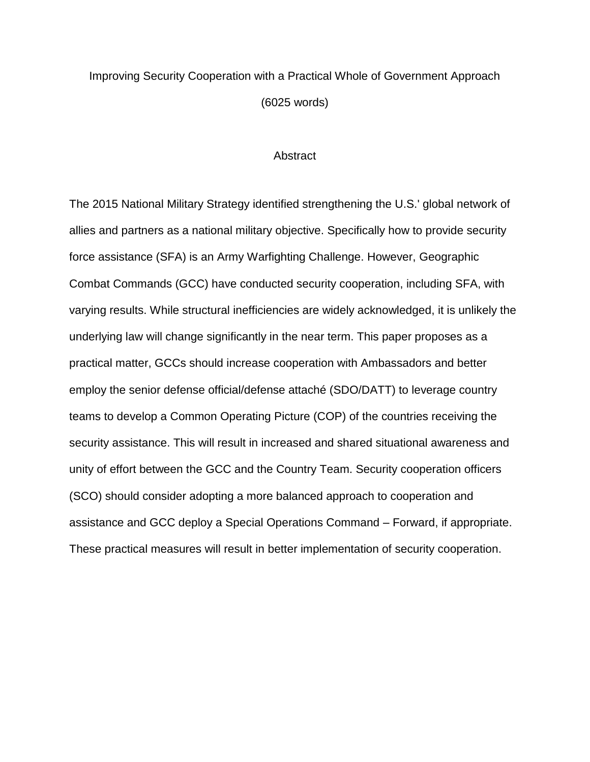# Improving Security Cooperation with a Practical Whole of Government Approach

(6025 words)

## Abstract

The 2015 National Military Strategy identified strengthening the U.S.' global network of allies and partners as a national military objective. Specifically how to provide security force assistance (SFA) is an Army Warfighting Challenge. However, Geographic Combat Commands (GCC) have conducted security cooperation, including SFA, with varying results. While structural inefficiencies are widely acknowledged, it is unlikely the underlying law will change significantly in the near term. This paper proposes as a practical matter, GCCs should increase cooperation with Ambassadors and better employ the senior defense official/defense attaché (SDO/DATT) to leverage country teams to develop a Common Operating Picture (COP) of the countries receiving the security assistance. This will result in increased and shared situational awareness and unity of effort between the GCC and the Country Team. Security cooperation officers (SCO) should consider adopting a more balanced approach to cooperation and assistance and GCC deploy a Special Operations Command – Forward, if appropriate. These practical measures will result in better implementation of security cooperation.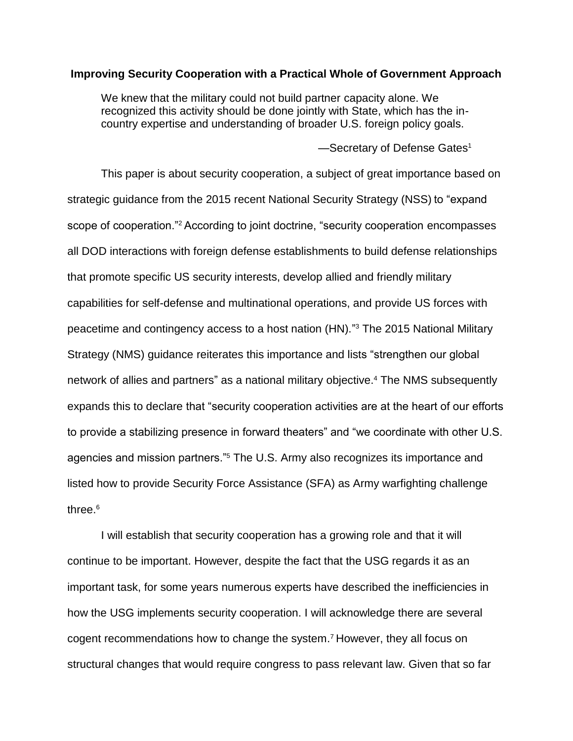**Improving Security Cooperation with a Practical Whole of Government Approach**

> We knew that the military could not build partner capacity alone. We recognized this activity should be done jointly with State, which has the in-country expertise and understanding of broader U.S. foreign policy goals.
>
> —Secretary of Defense Gates[1]

This paper is about security cooperation, a subject of great importance based on strategic guidance from the 2015 recent National Security Strategy (NSS) to "expand scope of cooperation."[2] According to joint doctrine, "security cooperation encompasses all DOD interactions with foreign defense establishments to build defense relationships that promote specific US security interests, develop allied and friendly military capabilities for self-defense and multinational operations, and provide US forces with peacetime and contingency access to a host nation (HN)."[3] The 2015 National Military Strategy (NMS) guidance reiterates this importance and lists "strengthen our global network of allies and partners" as a national military objective.[4] The NMS subsequently expands this to declare that "security cooperation activities are at the heart of our efforts to provide a stabilizing presence in forward theaters" and "we coordinate with other U.S. agencies and mission partners."[5] The U.S. Army also recognizes its importance and listed how to provide Security Force Assistance (SFA) as Army warfighting challenge three.[6]

I will establish that security cooperation has a growing role and that it will continue to be important. However, despite the fact that the USG regards it as an important task, for some years numerous experts have described the inefficiencies in how the USG implements security cooperation. I will acknowledge there are several cogent recommendations how to change the system.[7] However, they all focus on structural changes that would require congress to pass relevant law. Given that so far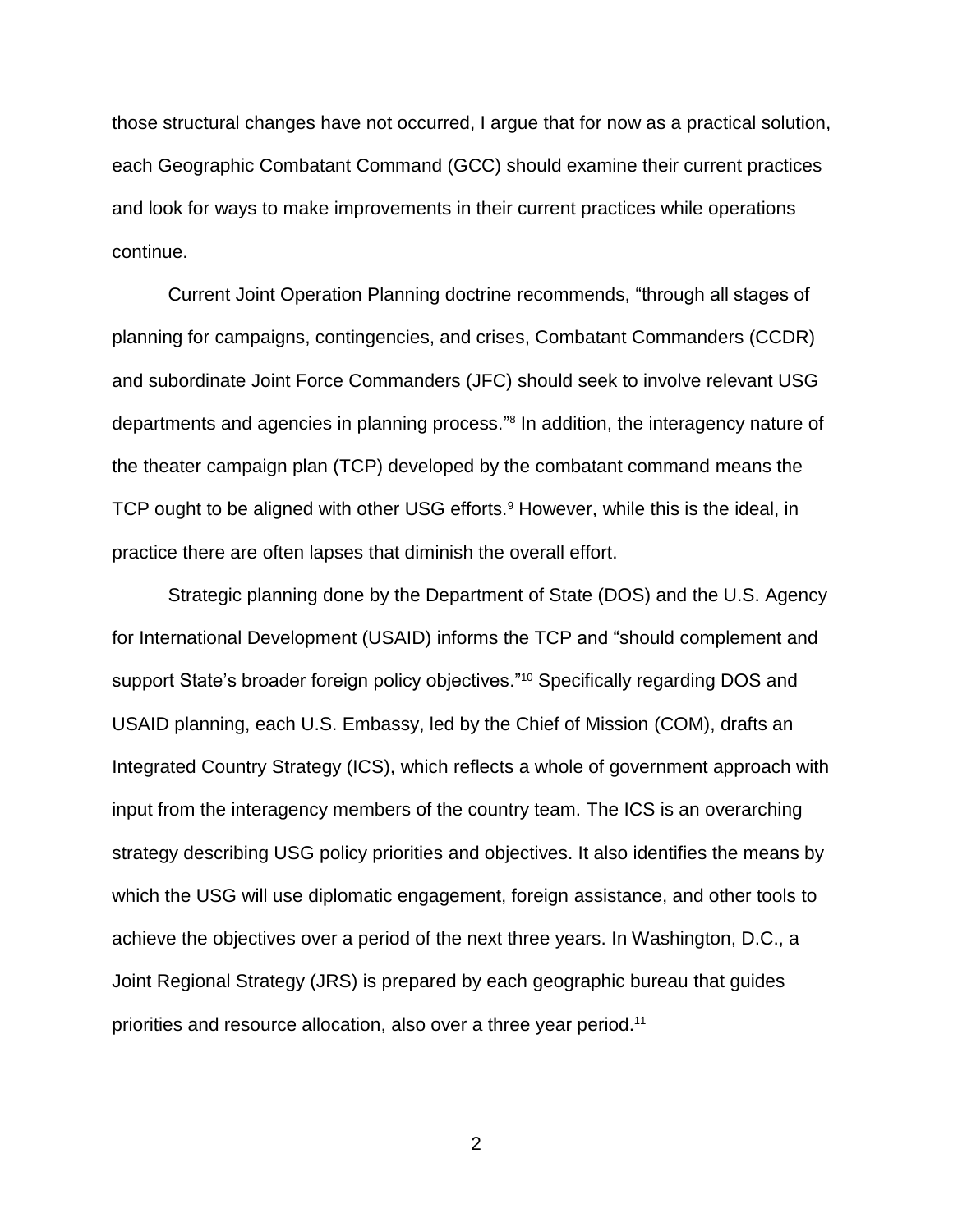those structural changes have not occurred, I argue that for now as a practical solution, each Geographic Combatant Command (GCC) should examine their current practices and look for ways to make improvements in their current practices while operations continue.

Current Joint Operation Planning doctrine recommends, "through all stages of planning for campaigns, contingencies, and crises, Combatant Commanders (CCDR) and subordinate Joint Force Commanders (JFC) should seek to involve relevant USG departments and agencies in planning process."[8] In addition, the interagency nature of the theater campaign plan (TCP) developed by the combatant command means the TCP ought to be aligned with other USG efforts.[9] However, while this is the ideal, in practice there are often lapses that diminish the overall effort.

Strategic planning done by the Department of State (DOS) and the U.S. Agency for International Development (USAID) informs the TCP and "should complement and support State's broader foreign policy objectives."[10] Specifically regarding DOS and USAID planning, each U.S. Embassy, led by the Chief of Mission (COM), drafts an Integrated Country Strategy (ICS), which reflects a whole of government approach with input from the interagency members of the country team. The ICS is an overarching strategy describing USG policy priorities and objectives. It also identifies the means by which the USG will use diplomatic engagement, foreign assistance, and other tools to achieve the objectives over a period of the next three years. In Washington, D.C., a Joint Regional Strategy (JRS) is prepared by each geographic bureau that guides priorities and resource allocation, also over a three year period.[11]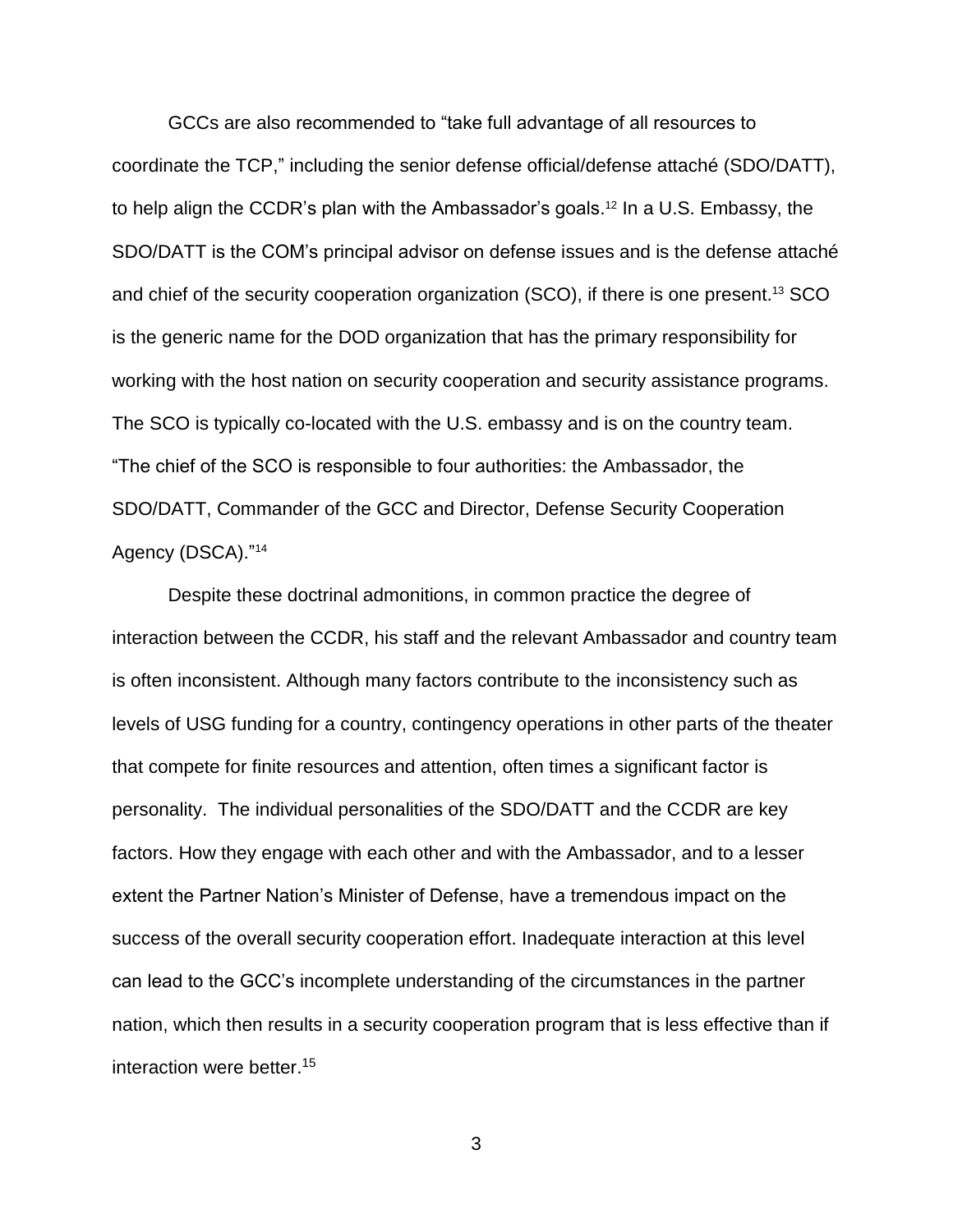GCCs are also recommended to "take full advantage of all resources to coordinate the TCP," including the senior defense official/defense attaché (SDO/DATT), to help align the CCDR's plan with the Ambassador's goals.[12] In a U.S. Embassy, the SDO/DATT is the COM's principal advisor on defense issues and is the defense attaché and chief of the security cooperation organization (SCO), if there is one present.[13] SCO is the generic name for the DOD organization that has the primary responsibility for working with the host nation on security cooperation and security assistance programs. The SCO is typically co-located with the U.S. embassy and is on the country team. "The chief of the SCO is responsible to four authorities: the Ambassador, the SDO/DATT, Commander of the GCC and Director, Defense Security Cooperation Agency (DSCA)."[14]

Despite these doctrinal admonitions, in common practice the degree of interaction between the CCDR, his staff and the relevant Ambassador and country team is often inconsistent. Although many factors contribute to the inconsistency such as levels of USG funding for a country, contingency operations in other parts of the theater that compete for finite resources and attention, often times a significant factor is personality. The individual personalities of the SDO/DATT and the CCDR are key factors. How they engage with each other and with the Ambassador, and to a lesser extent the Partner Nation's Minister of Defense, have a tremendous impact on the success of the overall security cooperation effort. Inadequate interaction at this level can lead to the GCC's incomplete understanding of the circumstances in the partner nation, which then results in a security cooperation program that is less effective than if interaction were better.[15]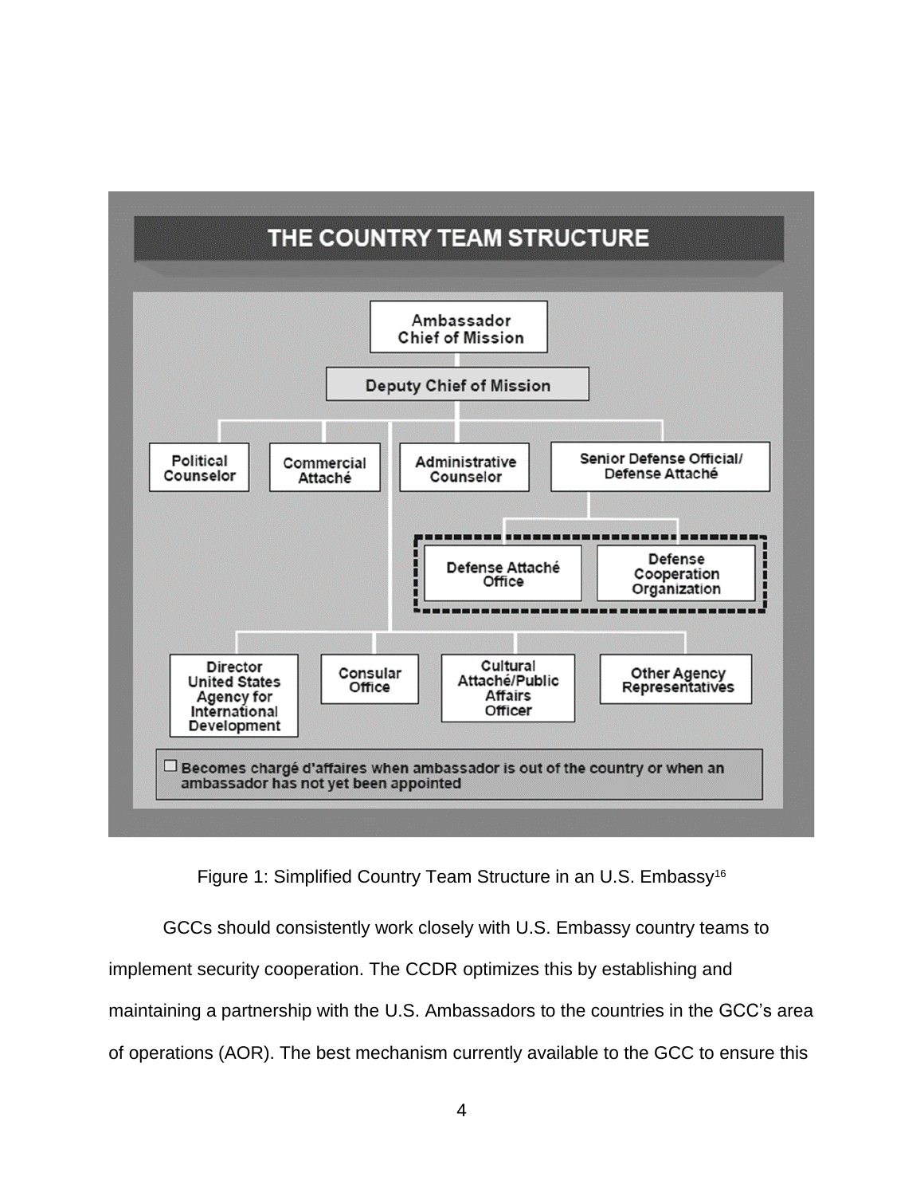**THE COUNTRY TEAM STRUCTURE**

- Ambassador Chief of Mission
  - Deputy Chief of Mission
    - Political Counselor
    - Commercial Attaché
    - Administrative Counselor
    - Senior Defense Official/ Defense Attaché
      - Defense Attaché Office
      - Defense Cooperation Organization
    - Director United States Agency for International Development
    - Consular Office
    - Cultural Attaché/Public Affairs Officer
    - Other Agency Representatives

☐ Becomes chargé d'affaires when ambassador is out of the country or when an ambassador has not yet been appointed

Figure 1: Simplified Country Team Structure in an U.S. Embassy[16]

GCCs should consistently work closely with U.S. Embassy country teams to implement security cooperation. The CCDR optimizes this by establishing and maintaining a partnership with the U.S. Ambassadors to the countries in the GCC's area of operations (AOR). The best mechanism currently available to the GCC to ensure this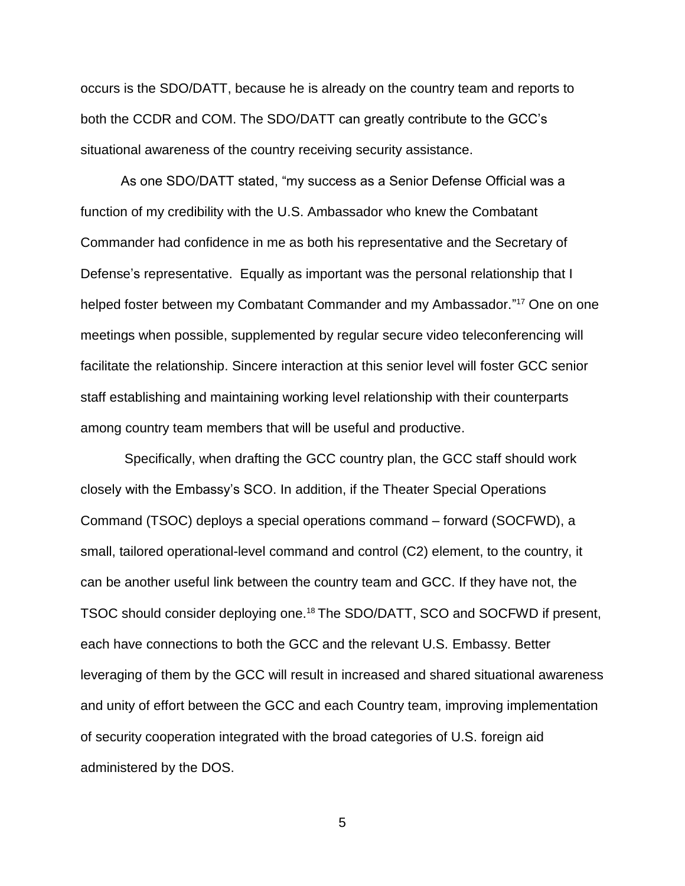occurs is the SDO/DATT, because he is already on the country team and reports to both the CCDR and COM. The SDO/DATT can greatly contribute to the GCC's situational awareness of the country receiving security assistance.

As one SDO/DATT stated, "my success as a Senior Defense Official was a function of my credibility with the U.S. Ambassador who knew the Combatant Commander had confidence in me as both his representative and the Secretary of Defense's representative. Equally as important was the personal relationship that I helped foster between my Combatant Commander and my Ambassador."[17] One on one meetings when possible, supplemented by regular secure video teleconferencing will facilitate the relationship. Sincere interaction at this senior level will foster GCC senior staff establishing and maintaining working level relationship with their counterparts among country team members that will be useful and productive.

Specifically, when drafting the GCC country plan, the GCC staff should work closely with the Embassy's SCO. In addition, if the Theater Special Operations Command (TSOC) deploys a special operations command – forward (SOCFWD), a small, tailored operational-level command and control (C2) element, to the country, it can be another useful link between the country team and GCC. If they have not, the TSOC should consider deploying one.[18] The SDO/DATT, SCO and SOCFWD if present, each have connections to both the GCC and the relevant U.S. Embassy. Better leveraging of them by the GCC will result in increased and shared situational awareness and unity of effort between the GCC and each Country team, improving implementation of security cooperation integrated with the broad categories of U.S. foreign aid administered by the DOS.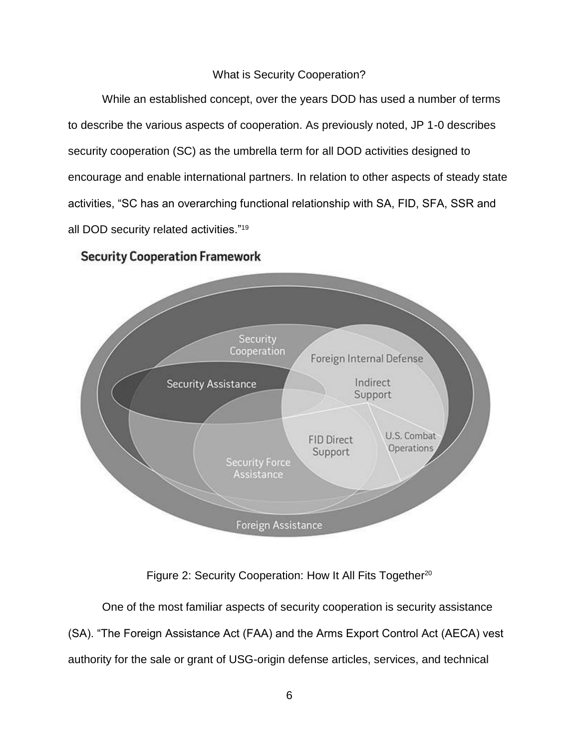## What is Security Cooperation?

While an established concept, over the years DOD has used a number of terms to describe the various aspects of cooperation. As previously noted, JP 1-0 describes security cooperation (SC) as the umbrella term for all DOD activities designed to encourage and enable international partners. In relation to other aspects of steady state activities, "SC has an overarching functional relationship with SA, FID, SFA, SSR and all DOD security related activities."[19]

Figure 2: Security Cooperation: How It All Fits Together[20]

One of the most familiar aspects of security cooperation is security assistance (SA). "The Foreign Assistance Act (FAA) and the Arms Export Control Act (AECA) vest authority for the sale or grant of USG-origin defense articles, services, and technical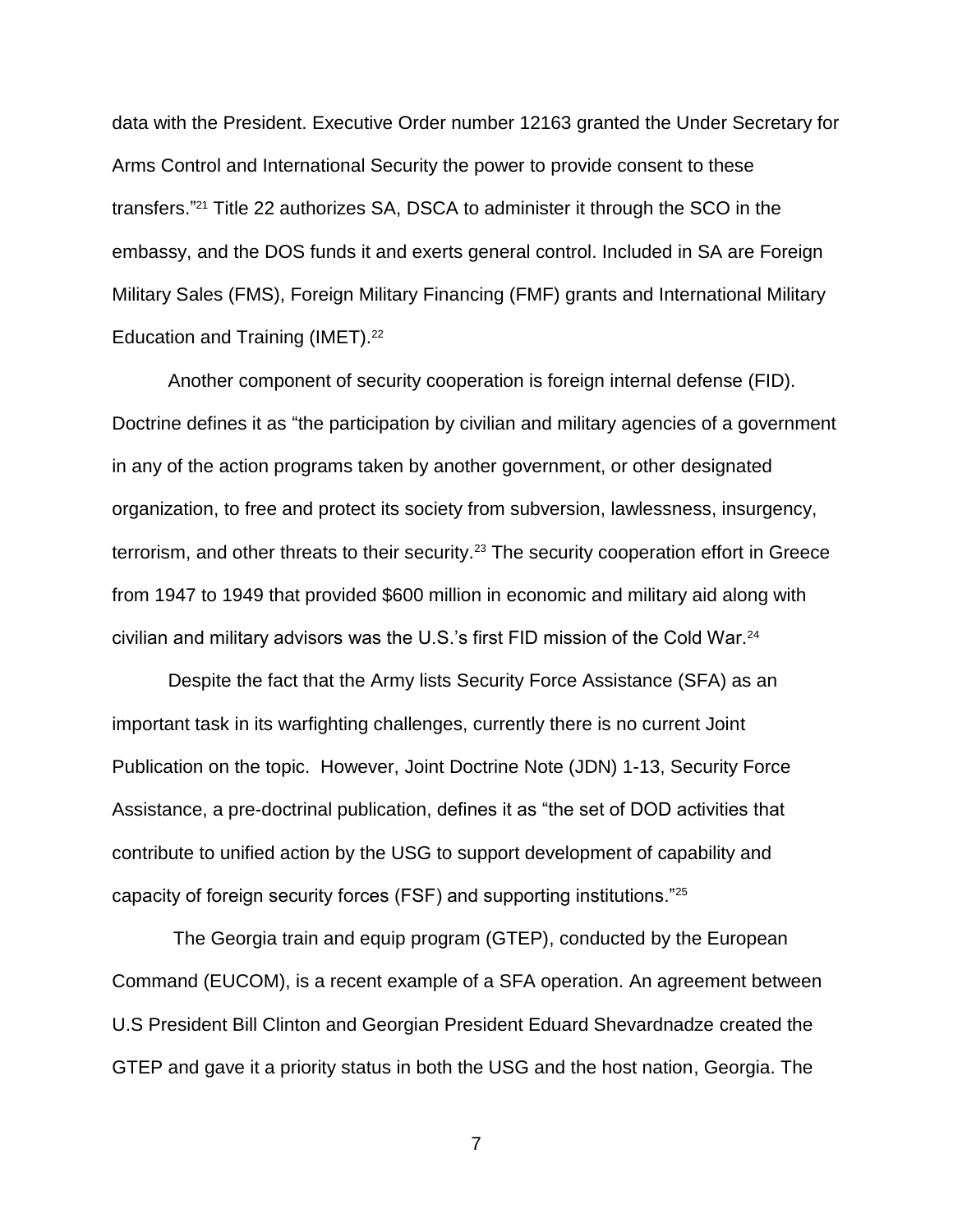data with the President. Executive Order number 12163 granted the Under Secretary for Arms Control and International Security the power to provide consent to these transfers."[21] Title 22 authorizes SA, DSCA to administer it through the SCO in the embassy, and the DOS funds it and exerts general control. Included in SA are Foreign Military Sales (FMS), Foreign Military Financing (FMF) grants and International Military Education and Training (IMET).[22]

Another component of security cooperation is foreign internal defense (FID). Doctrine defines it as "the participation by civilian and military agencies of a government in any of the action programs taken by another government, or other designated organization, to free and protect its society from subversion, lawlessness, insurgency, terrorism, and other threats to their security.[23] The security cooperation effort in Greece from 1947 to 1949 that provided $600 million in economic and military aid along with civilian and military advisors was the U.S.'s first FID mission of the Cold War.[24]

Despite the fact that the Army lists Security Force Assistance (SFA) as an important task in its warfighting challenges, currently there is no current Joint Publication on the topic. However, Joint Doctrine Note (JDN) 1-13, Security Force Assistance, a pre-doctrinal publication, defines it as "the set of DOD activities that contribute to unified action by the USG to support development of capability and capacity of foreign security forces (FSF) and supporting institutions."[25]

The Georgia train and equip program (GTEP), conducted by the European Command (EUCOM), is a recent example of a SFA operation. An agreement between U.S President Bill Clinton and Georgian President Eduard Shevardnadze created the GTEP and gave it a priority status in both the USG and the host nation, Georgia. The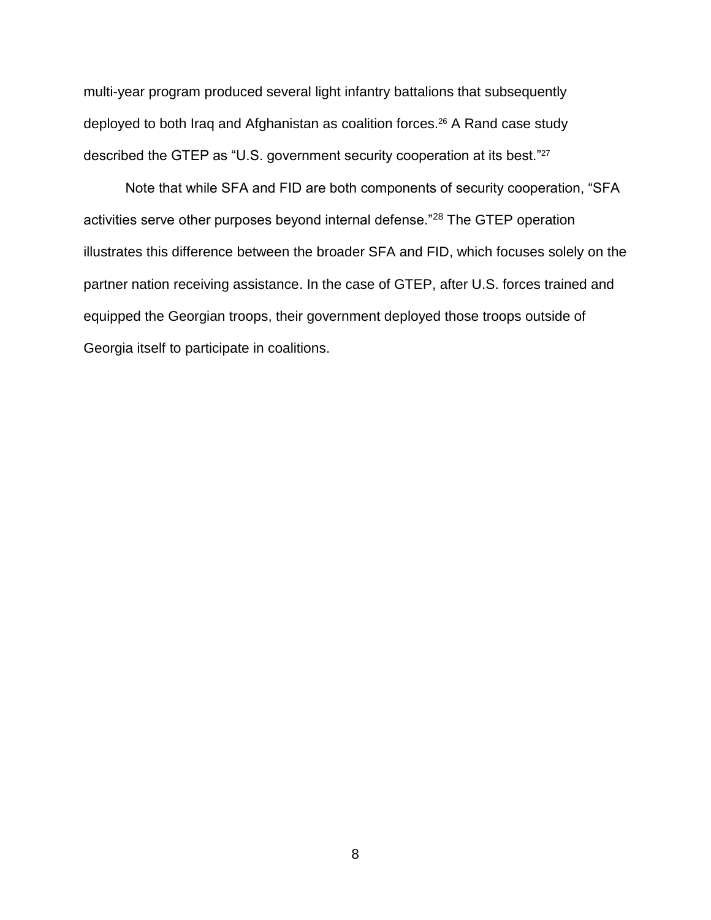multi-year program produced several light infantry battalions that subsequently deployed to both Iraq and Afghanistan as coalition forces.[26] A Rand case study described the GTEP as "U.S. government security cooperation at its best."[27]

Note that while SFA and FID are both components of security cooperation, "SFA activities serve other purposes beyond internal defense."[28] The GTEP operation illustrates this difference between the broader SFA and FID, which focuses solely on the partner nation receiving assistance. In the case of GTEP, after U.S. forces trained and equipped the Georgian troops, their government deployed those troops outside of Georgia itself to participate in coalitions.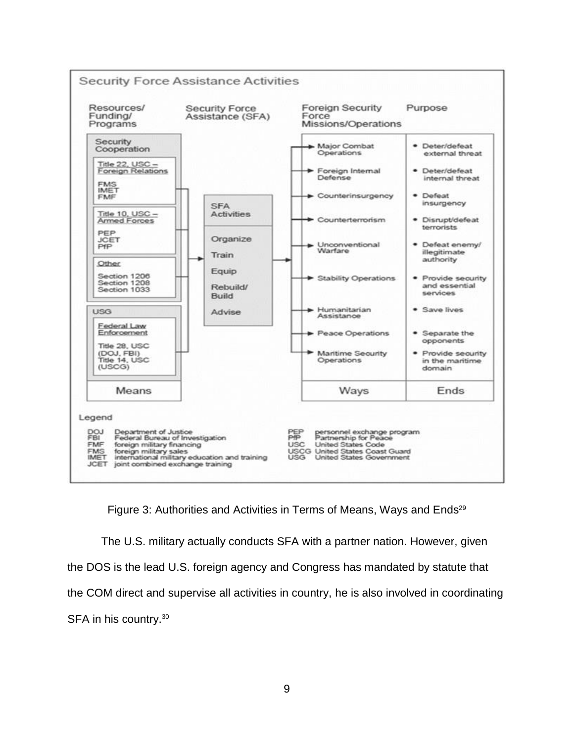**Security Force Assistance Activities**

| Resources/ Funding/ Programs | Security Force Assistance (SFA) | Foreign Security Force Missions/Operations | Purpose |
|---|---|---|---|
| **Security Cooperation** | **SFA Activities** | Major Combat Operations | • Deter/defeat external threat |
| Title 22, USC – Foreign Relations: FMS, IMET, FMF | Organize | Foreign Internal Defense | • Deter/defeat internal threat |
| Title 10, USC – Armed Forces: PEP, JCET, PfP | Train | Counterinsurgency | • Defeat insurgency |
| Other: Section 1206, Section 1208, Section 1033 | Equip | Counterterrorism | • Disrupt/defeat terrorists |
| **USG** | Rebuild/ Build | Unconventional Warfare | • Defeat enemy/ illegitimate authority |
| Federal Law Enforcement: Title 28, USC (DOJ, FBI), Title 14, USC (USCG) | Advise | Stability Operations | • Provide security and essential services |
| | | Humanitarian Assistance | • Save lives |
| | | Peace Operations | • Separate the opponents |
| | | Maritime Security Operations | • Provide security in the maritime domain |
| **Means** | | **Ways** | **Ends** |

Legend

- DOJ Department of Justice
- FBI Federal Bureau of Investigation
- FMF foreign military financing
- FMS foreign military sales
- IMET international military education and training
- JCET joint combined exchange training
- PEP personnel exchange program
- PfP Partnership for Peace
- USC United States Code
- USCG United States Coast Guard
- USG United States Government

Figure 3: Authorities and Activities in Terms of Means, Ways and Ends[29]

The U.S. military actually conducts SFA with a partner nation. However, given the DOS is the lead U.S. foreign agency and Congress has mandated by statute that the COM direct and supervise all activities in country, he is also involved in coordinating SFA in his country.[30]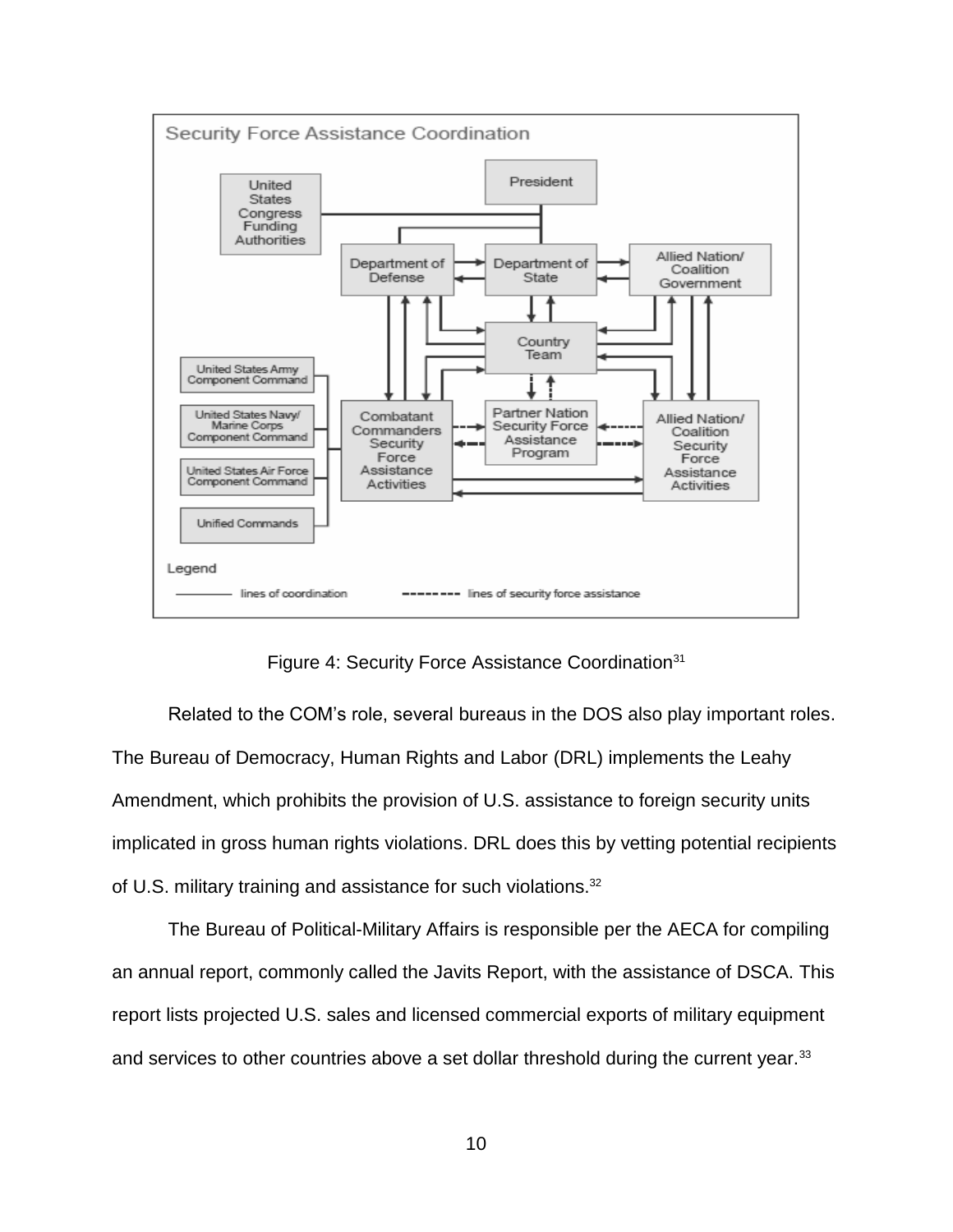Figure 4: Security Force Assistance Coordination[31]

Related to the COM's role, several bureaus in the DOS also play important roles. The Bureau of Democracy, Human Rights and Labor (DRL) implements the Leahy Amendment, which prohibits the provision of U.S. assistance to foreign security units implicated in gross human rights violations. DRL does this by vetting potential recipients of U.S. military training and assistance for such violations.[32]

The Bureau of Political-Military Affairs is responsible per the AECA for compiling an annual report, commonly called the Javits Report, with the assistance of DSCA. This report lists projected U.S. sales and licensed commercial exports of military equipment and services to other countries above a set dollar threshold during the current year.[33]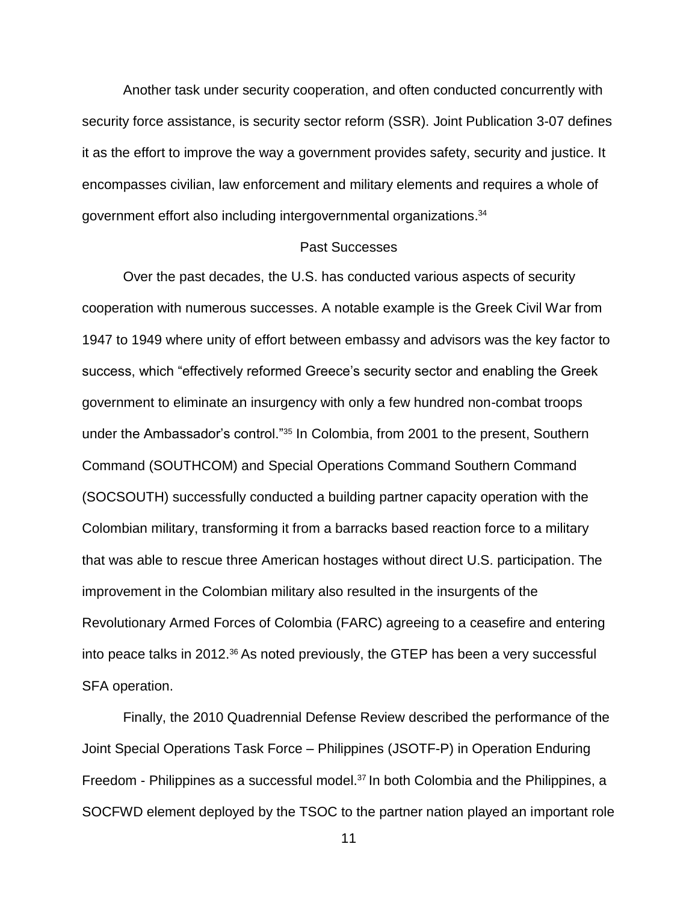Another task under security cooperation, and often conducted concurrently with security force assistance, is security sector reform (SSR). Joint Publication 3-07 defines it as the effort to improve the way a government provides safety, security and justice. It encompasses civilian, law enforcement and military elements and requires a whole of government effort also including intergovernmental organizations.[34]

## Past Successes

Over the past decades, the U.S. has conducted various aspects of security cooperation with numerous successes. A notable example is the Greek Civil War from 1947 to 1949 where unity of effort between embassy and advisors was the key factor to success, which "effectively reformed Greece's security sector and enabling the Greek government to eliminate an insurgency with only a few hundred non-combat troops under the Ambassador's control."[35] In Colombia, from 2001 to the present, Southern Command (SOUTHCOM) and Special Operations Command Southern Command (SOCSOUTH) successfully conducted a building partner capacity operation with the Colombian military, transforming it from a barracks based reaction force to a military that was able to rescue three American hostages without direct U.S. participation. The improvement in the Colombian military also resulted in the insurgents of the Revolutionary Armed Forces of Colombia (FARC) agreeing to a ceasefire and entering into peace talks in 2012.[36] As noted previously, the GTEP has been a very successful SFA operation.

Finally, the 2010 Quadrennial Defense Review described the performance of the Joint Special Operations Task Force – Philippines (JSOTF-P) in Operation Enduring Freedom - Philippines as a successful model.[37] In both Colombia and the Philippines, a SOCFWD element deployed by the TSOC to the partner nation played an important role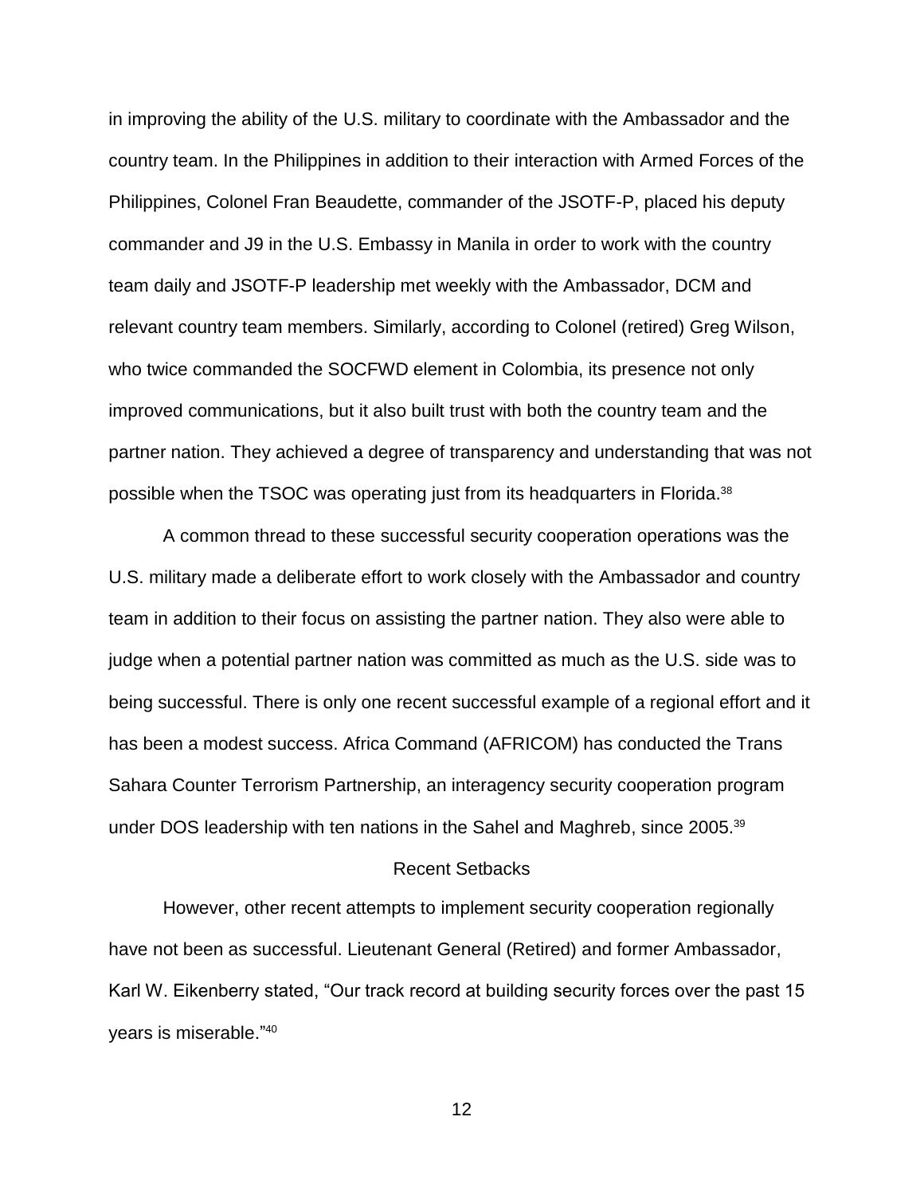in improving the ability of the U.S. military to coordinate with the Ambassador and the country team. In the Philippines in addition to their interaction with Armed Forces of the Philippines, Colonel Fran Beaudette, commander of the JSOTF-P, placed his deputy commander and J9 in the U.S. Embassy in Manila in order to work with the country team daily and JSOTF-P leadership met weekly with the Ambassador, DCM and relevant country team members. Similarly, according to Colonel (retired) Greg Wilson, who twice commanded the SOCFWD element in Colombia, its presence not only improved communications, but it also built trust with both the country team and the partner nation. They achieved a degree of transparency and understanding that was not possible when the TSOC was operating just from its headquarters in Florida.[38]

A common thread to these successful security cooperation operations was the U.S. military made a deliberate effort to work closely with the Ambassador and country team in addition to their focus on assisting the partner nation. They also were able to judge when a potential partner nation was committed as much as the U.S. side was to being successful. There is only one recent successful example of a regional effort and it has been a modest success. Africa Command (AFRICOM) has conducted the Trans Sahara Counter Terrorism Partnership, an interagency security cooperation program under DOS leadership with ten nations in the Sahel and Maghreb, since 2005.[39]

## Recent Setbacks

However, other recent attempts to implement security cooperation regionally have not been as successful. Lieutenant General (Retired) and former Ambassador, Karl W. Eikenberry stated, “Our track record at building security forces over the past 15 years is miserable.”[40]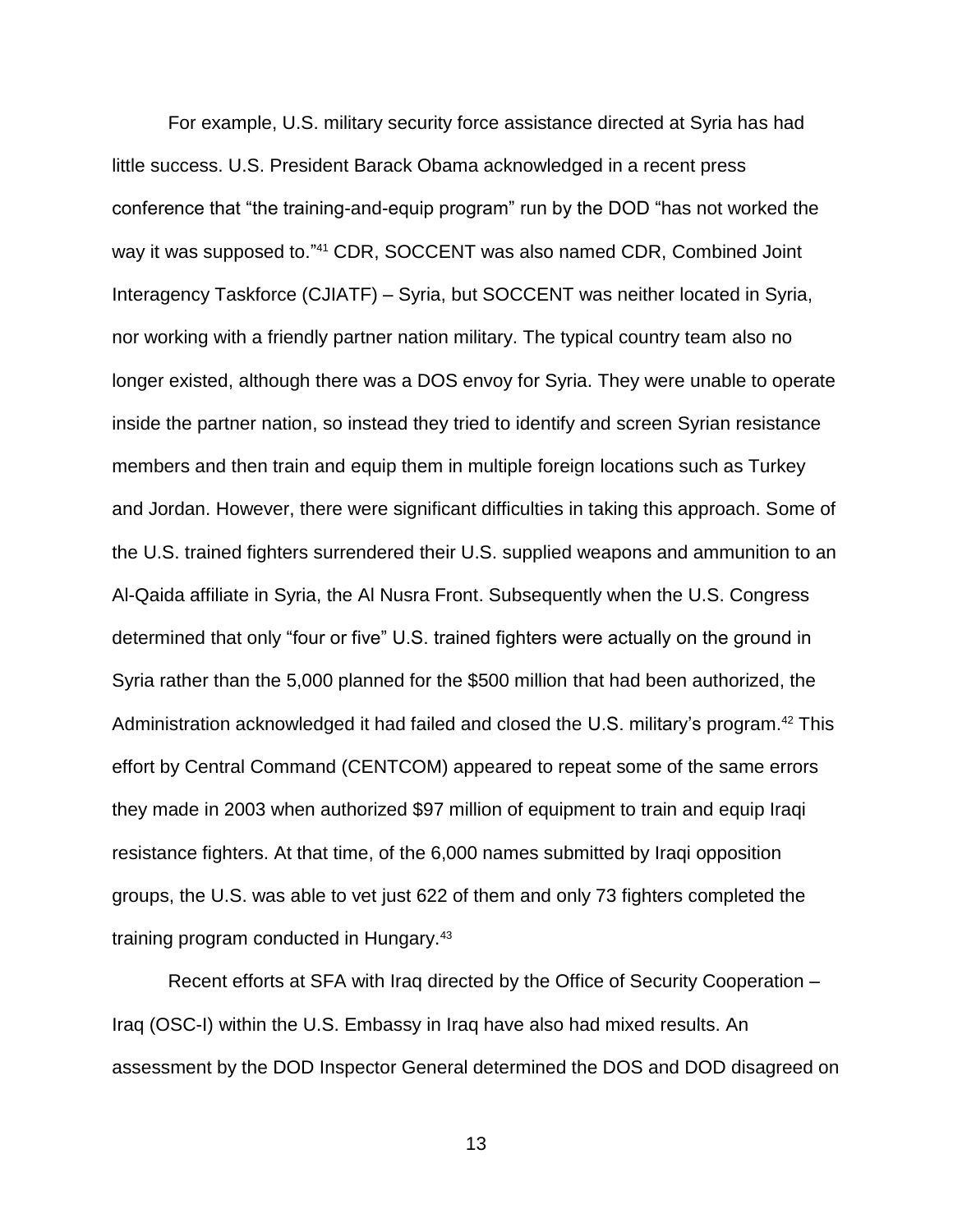For example, U.S. military security force assistance directed at Syria has had little success. U.S. President Barack Obama acknowledged in a recent press conference that "the training-and-equip program" run by the DOD "has not worked the way it was supposed to."[41] CDR, SOCCENT was also named CDR, Combined Joint Interagency Taskforce (CJIATF) – Syria, but SOCCENT was neither located in Syria, nor working with a friendly partner nation military. The typical country team also no longer existed, although there was a DOS envoy for Syria. They were unable to operate inside the partner nation, so instead they tried to identify and screen Syrian resistance members and then train and equip them in multiple foreign locations such as Turkey and Jordan. However, there were significant difficulties in taking this approach. Some of the U.S. trained fighters surrendered their U.S. supplied weapons and ammunition to an Al-Qaida affiliate in Syria, the Al Nusra Front. Subsequently when the U.S. Congress determined that only "four or five" U.S. trained fighters were actually on the ground in Syria rather than the 5,000 planned for the $500 million that had been authorized, the Administration acknowledged it had failed and closed the U.S. military's program.[42] This effort by Central Command (CENTCOM) appeared to repeat some of the same errors they made in 2003 when authorized $97 million of equipment to train and equip Iraqi resistance fighters. At that time, of the 6,000 names submitted by Iraqi opposition groups, the U.S. was able to vet just 622 of them and only 73 fighters completed the training program conducted in Hungary.[43]

Recent efforts at SFA with Iraq directed by the Office of Security Cooperation – Iraq (OSC-I) within the U.S. Embassy in Iraq have also had mixed results. An assessment by the DOD Inspector General determined the DOS and DOD disagreed on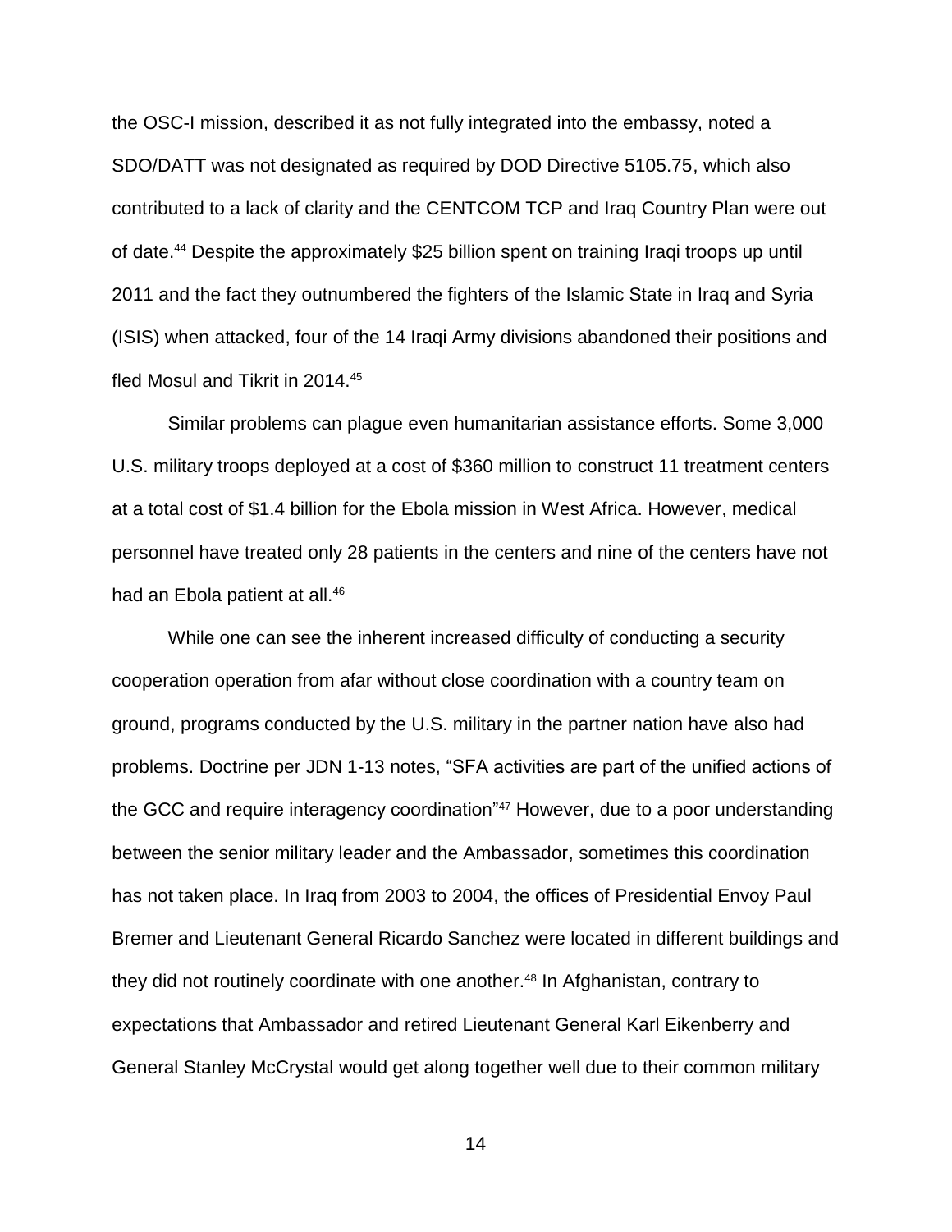the OSC-I mission, described it as not fully integrated into the embassy, noted a SDO/DATT was not designated as required by DOD Directive 5105.75, which also contributed to a lack of clarity and the CENTCOM TCP and Iraq Country Plan were out of date.[44] Despite the approximately $25 billion spent on training Iraqi troops up until 2011 and the fact they outnumbered the fighters of the Islamic State in Iraq and Syria (ISIS) when attacked, four of the 14 Iraqi Army divisions abandoned their positions and fled Mosul and Tikrit in 2014.[45]

Similar problems can plague even humanitarian assistance efforts. Some 3,000 U.S. military troops deployed at a cost of $360 million to construct 11 treatment centers at a total cost of $1.4 billion for the Ebola mission in West Africa. However, medical personnel have treated only 28 patients in the centers and nine of the centers have not had an Ebola patient at all.[46]

While one can see the inherent increased difficulty of conducting a security cooperation operation from afar without close coordination with a country team on ground, programs conducted by the U.S. military in the partner nation have also had problems. Doctrine per JDN 1-13 notes, "SFA activities are part of the unified actions of the GCC and require interagency coordination"[47] However, due to a poor understanding between the senior military leader and the Ambassador, sometimes this coordination has not taken place. In Iraq from 2003 to 2004, the offices of Presidential Envoy Paul Bremer and Lieutenant General Ricardo Sanchez were located in different buildings and they did not routinely coordinate with one another.[48] In Afghanistan, contrary to expectations that Ambassador and retired Lieutenant General Karl Eikenberry and General Stanley McCrystal would get along together well due to their common military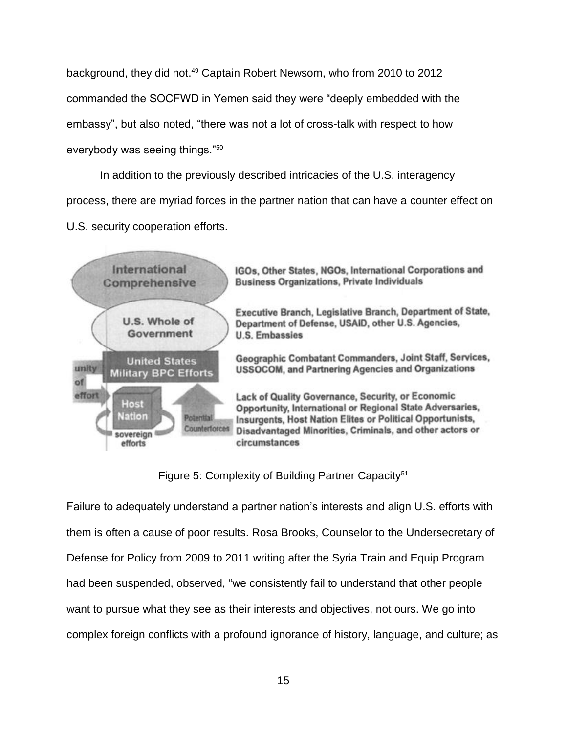background, they did not.[49] Captain Robert Newsom, who from 2010 to 2012 commanded the SOCFWD in Yemen said they were "deeply embedded with the embassy", but also noted, "there was not a lot of cross-talk with respect to how everybody was seeing things."[50]

In addition to the previously described intricacies of the U.S. interagency process, there are myriad forces in the partner nation that can have a counter effect on U.S. security cooperation efforts.

**International Comprehensive** — IGOs, Other States, NGOs, International Corporations and Business Organizations, Private Individuals

**U.S. Whole of Government** — Executive Branch, Legislative Branch, Department of State, Department of Defense, USAID, other U.S. Agencies, U.S. Embassies

**United States Military BPC Efforts** — Geographic Combatant Commanders, Joint Staff, Services, USSOCOM, and Partnering Agencies and Organizations

**Host Nation** (unity of effort; sovereign efforts; Potential Counterforces) — Lack of Quality Governance, Security, or Economic Opportunity, International or Regional State Adversaries, Insurgents, Host Nation Elites or Political Opportunists, Disadvantaged Minorities, Criminals, and other actors or circumstances

Figure 5: Complexity of Building Partner Capacity[51]

Failure to adequately understand a partner nation's interests and align U.S. efforts with them is often a cause of poor results. Rosa Brooks, Counselor to the Undersecretary of Defense for Policy from 2009 to 2011 writing after the Syria Train and Equip Program had been suspended, observed, "we consistently fail to understand that other people want to pursue what they see as their interests and objectives, not ours. We go into complex foreign conflicts with a profound ignorance of history, language, and culture; as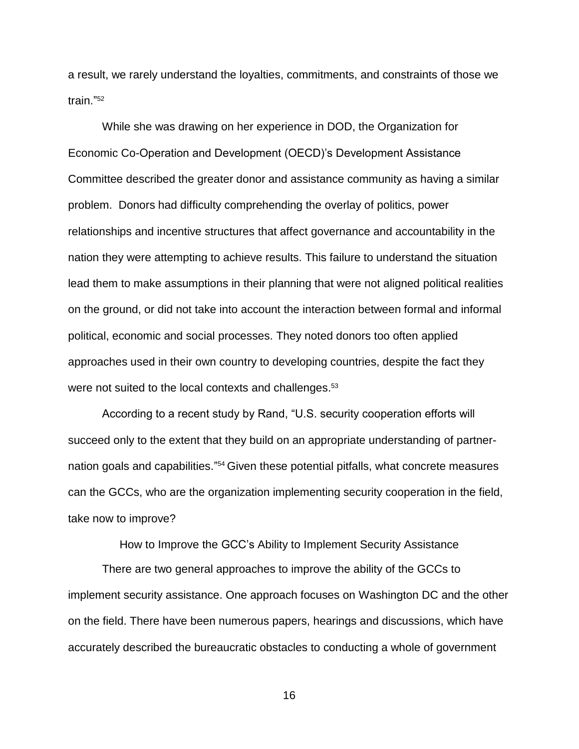a result, we rarely understand the loyalties, commitments, and constraints of those we train."[52]

While she was drawing on her experience in DOD, the Organization for Economic Co-Operation and Development (OECD)'s Development Assistance Committee described the greater donor and assistance community as having a similar problem. Donors had difficulty comprehending the overlay of politics, power relationships and incentive structures that affect governance and accountability in the nation they were attempting to achieve results. This failure to understand the situation lead them to make assumptions in their planning that were not aligned political realities on the ground, or did not take into account the interaction between formal and informal political, economic and social processes. They noted donors too often applied approaches used in their own country to developing countries, despite the fact they were not suited to the local contexts and challenges.[53]

According to a recent study by Rand, "U.S. security cooperation efforts will succeed only to the extent that they build on an appropriate understanding of partner-nation goals and capabilities."[54] Given these potential pitfalls, what concrete measures can the GCCs, who are the organization implementing security cooperation in the field, take now to improve?

## How to Improve the GCC's Ability to Implement Security Assistance

There are two general approaches to improve the ability of the GCCs to implement security assistance. One approach focuses on Washington DC and the other on the field. There have been numerous papers, hearings and discussions, which have accurately described the bureaucratic obstacles to conducting a whole of government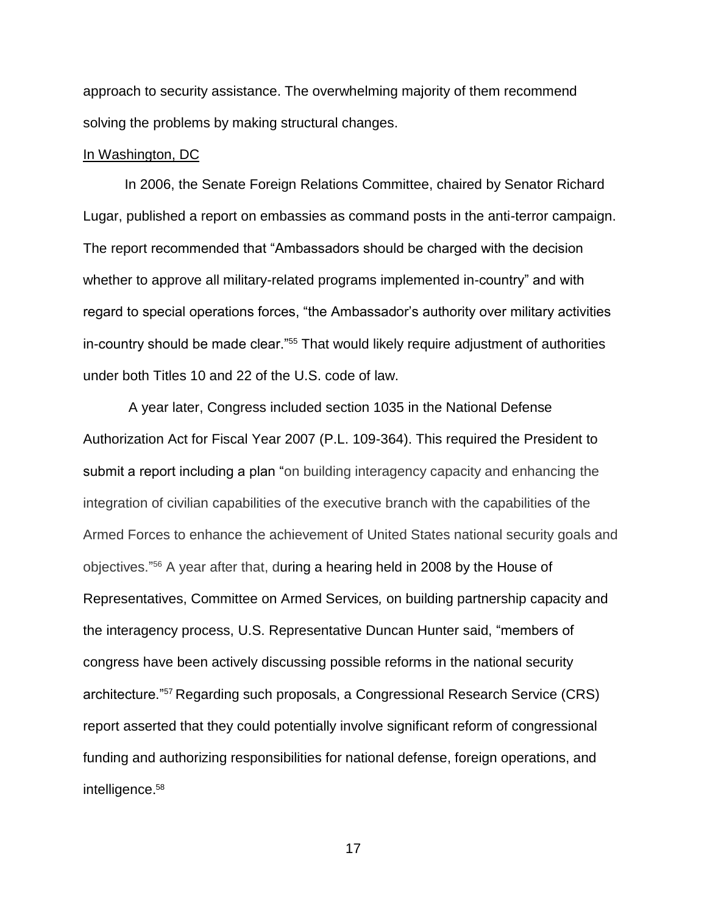approach to security assistance. The overwhelming majority of them recommend solving the problems by making structural changes.

In Washington, DC

In 2006, the Senate Foreign Relations Committee, chaired by Senator Richard Lugar, published a report on embassies as command posts in the anti-terror campaign. The report recommended that "Ambassadors should be charged with the decision whether to approve all military-related programs implemented in-country" and with regard to special operations forces, "the Ambassador's authority over military activities in-country should be made clear."[55] That would likely require adjustment of authorities under both Titles 10 and 22 of the U.S. code of law.

A year later, Congress included section 1035 in the National Defense Authorization Act for Fiscal Year 2007 (P.L. 109-364). This required the President to submit a report including a plan "on building interagency capacity and enhancing the integration of civilian capabilities of the executive branch with the capabilities of the Armed Forces to enhance the achievement of United States national security goals and objectives."[56] A year after that, during a hearing held in 2008 by the House of Representatives, Committee on Armed Services, on building partnership capacity and the interagency process, U.S. Representative Duncan Hunter said, "members of congress have been actively discussing possible reforms in the national security architecture."[57] Regarding such proposals, a Congressional Research Service (CRS) report asserted that they could potentially involve significant reform of congressional funding and authorizing responsibilities for national defense, foreign operations, and intelligence.[58]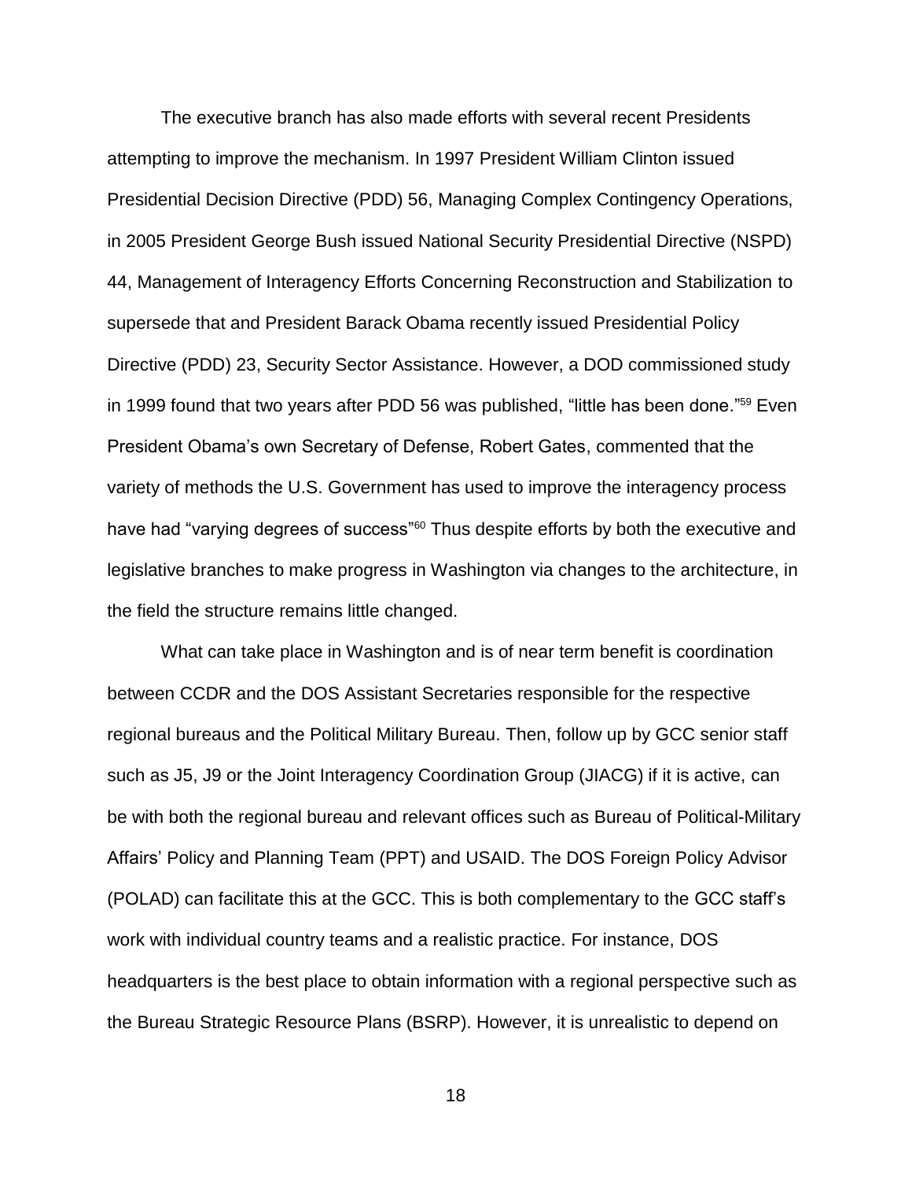The executive branch has also made efforts with several recent Presidents attempting to improve the mechanism. In 1997 President William Clinton issued Presidential Decision Directive (PDD) 56, Managing Complex Contingency Operations, in 2005 President George Bush issued National Security Presidential Directive (NSPD) 44, Management of Interagency Efforts Concerning Reconstruction and Stabilization to supersede that and President Barack Obama recently issued Presidential Policy Directive (PDD) 23, Security Sector Assistance. However, a DOD commissioned study in 1999 found that two years after PDD 56 was published, "little has been done."[59] Even President Obama's own Secretary of Defense, Robert Gates, commented that the variety of methods the U.S. Government has used to improve the interagency process have had "varying degrees of success"[60] Thus despite efforts by both the executive and legislative branches to make progress in Washington via changes to the architecture, in the field the structure remains little changed.

What can take place in Washington and is of near term benefit is coordination between CCDR and the DOS Assistant Secretaries responsible for the respective regional bureaus and the Political Military Bureau. Then, follow up by GCC senior staff such as J5, J9 or the Joint Interagency Coordination Group (JIACG) if it is active, can be with both the regional bureau and relevant offices such as Bureau of Political-Military Affairs' Policy and Planning Team (PPT) and USAID. The DOS Foreign Policy Advisor (POLAD) can facilitate this at the GCC. This is both complementary to the GCC staff's work with individual country teams and a realistic practice. For instance, DOS headquarters is the best place to obtain information with a regional perspective such as the Bureau Strategic Resource Plans (BSRP). However, it is unrealistic to depend on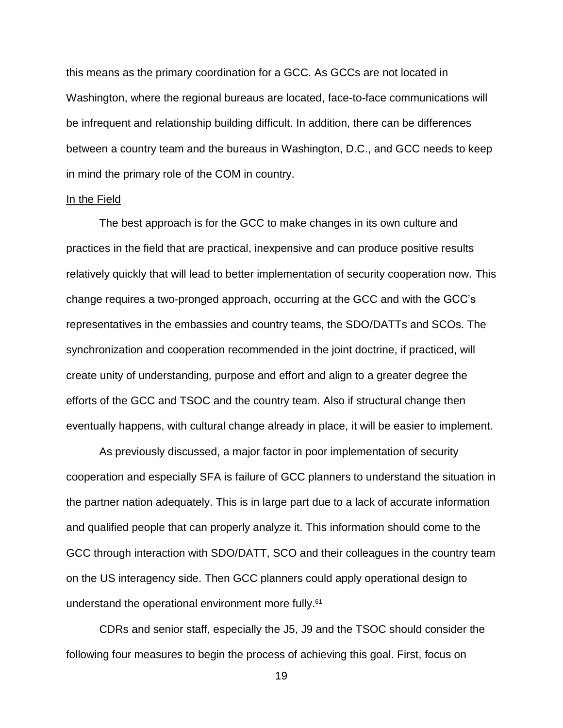this means as the primary coordination for a GCC. As GCCs are not located in Washington, where the regional bureaus are located, face-to-face communications will be infrequent and relationship building difficult. In addition, there can be differences between a country team and the bureaus in Washington, D.C., and GCC needs to keep in mind the primary role of the COM in country.

<u>In the Field</u>

The best approach is for the GCC to make changes in its own culture and practices in the field that are practical, inexpensive and can produce positive results relatively quickly that will lead to better implementation of security cooperation now. This change requires a two-pronged approach, occurring at the GCC and with the GCC's representatives in the embassies and country teams, the SDO/DATTs and SCOs. The synchronization and cooperation recommended in the joint doctrine, if practiced, will create unity of understanding, purpose and effort and align to a greater degree the efforts of the GCC and TSOC and the country team. Also if structural change then eventually happens, with cultural change already in place, it will be easier to implement.

As previously discussed, a major factor in poor implementation of security cooperation and especially SFA is failure of GCC planners to understand the situation in the partner nation adequately. This is in large part due to a lack of accurate information and qualified people that can properly analyze it. This information should come to the GCC through interaction with SDO/DATT, SCO and their colleagues in the country team on the US interagency side. Then GCC planners could apply operational design to understand the operational environment more fully.[61]

CDRs and senior staff, especially the J5, J9 and the TSOC should consider the following four measures to begin the process of achieving this goal. First, focus on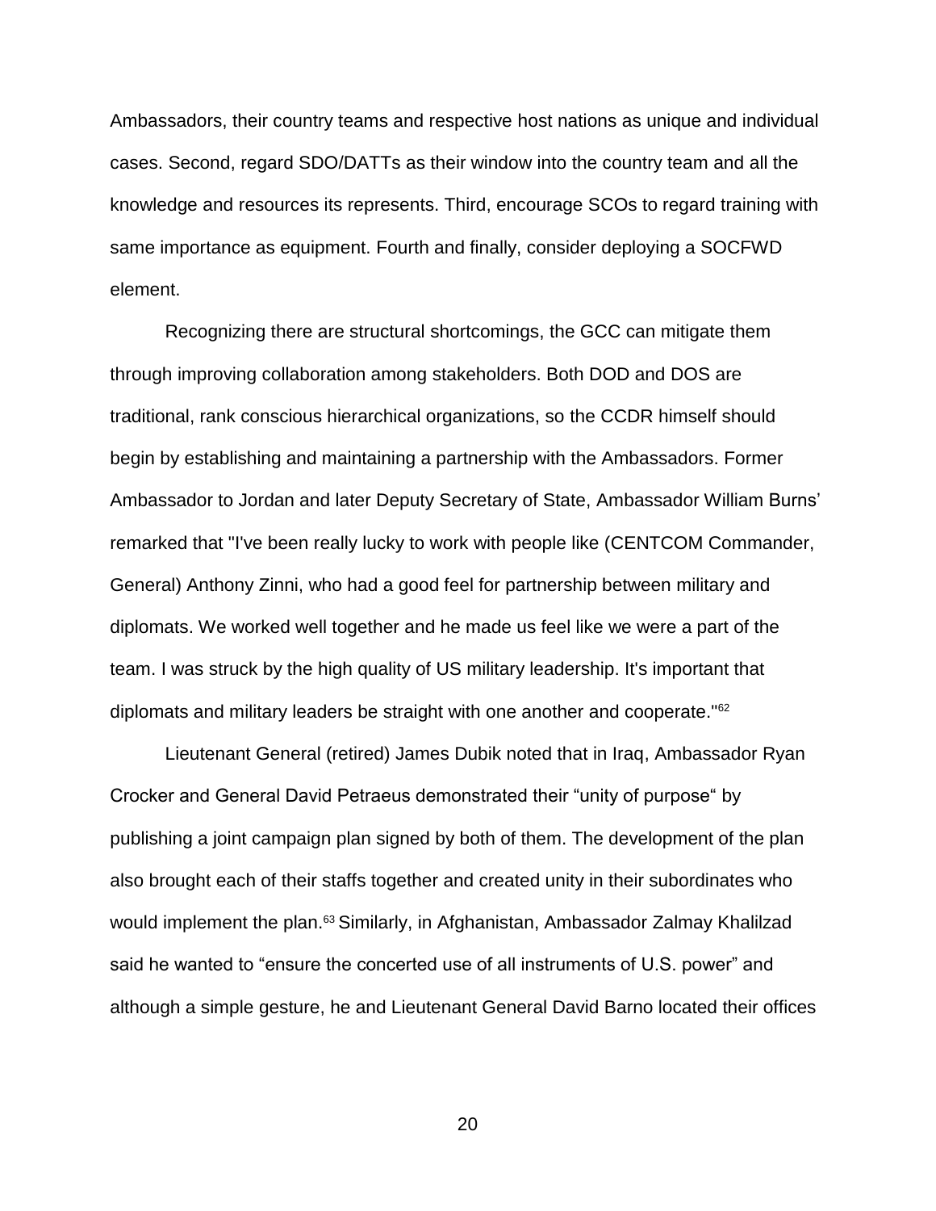Ambassadors, their country teams and respective host nations as unique and individual cases. Second, regard SDO/DATTs as their window into the country team and all the knowledge and resources its represents. Third, encourage SCOs to regard training with same importance as equipment. Fourth and finally, consider deploying a SOCFWD element.

Recognizing there are structural shortcomings, the GCC can mitigate them through improving collaboration among stakeholders. Both DOD and DOS are traditional, rank conscious hierarchical organizations, so the CCDR himself should begin by establishing and maintaining a partnership with the Ambassadors. Former Ambassador to Jordan and later Deputy Secretary of State, Ambassador William Burns' remarked that "I've been really lucky to work with people like (CENTCOM Commander, General) Anthony Zinni, who had a good feel for partnership between military and diplomats. We worked well together and he made us feel like we were a part of the team. I was struck by the high quality of US military leadership. It's important that diplomats and military leaders be straight with one another and cooperate."[62]

Lieutenant General (retired) James Dubik noted that in Iraq, Ambassador Ryan Crocker and General David Petraeus demonstrated their "unity of purpose" by publishing a joint campaign plan signed by both of them. The development of the plan also brought each of their staffs together and created unity in their subordinates who would implement the plan.[63] Similarly, in Afghanistan, Ambassador Zalmay Khalilzad said he wanted to "ensure the concerted use of all instruments of U.S. power" and although a simple gesture, he and Lieutenant General David Barno located their offices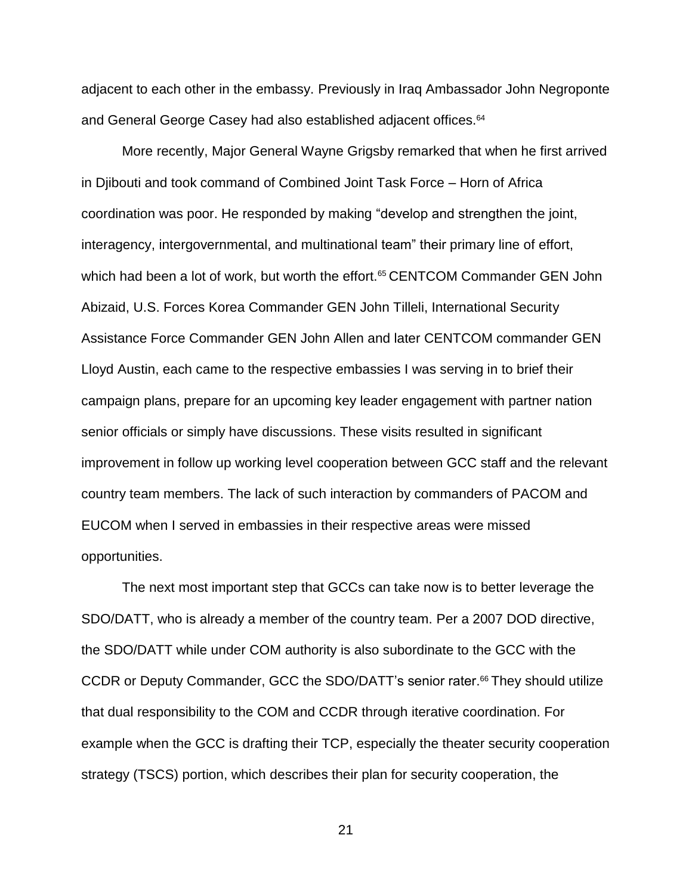adjacent to each other in the embassy. Previously in Iraq Ambassador John Negroponte and General George Casey had also established adjacent offices.[64]

More recently, Major General Wayne Grigsby remarked that when he first arrived in Djibouti and took command of Combined Joint Task Force – Horn of Africa coordination was poor. He responded by making "develop and strengthen the joint, interagency, intergovernmental, and multinational team" their primary line of effort, which had been a lot of work, but worth the effort.[65] CENTCOM Commander GEN John Abizaid, U.S. Forces Korea Commander GEN John Tilleli, International Security Assistance Force Commander GEN John Allen and later CENTCOM commander GEN Lloyd Austin, each came to the respective embassies I was serving in to brief their campaign plans, prepare for an upcoming key leader engagement with partner nation senior officials or simply have discussions. These visits resulted in significant improvement in follow up working level cooperation between GCC staff and the relevant country team members. The lack of such interaction by commanders of PACOM and EUCOM when I served in embassies in their respective areas were missed opportunities.

The next most important step that GCCs can take now is to better leverage the SDO/DATT, who is already a member of the country team. Per a 2007 DOD directive, the SDO/DATT while under COM authority is also subordinate to the GCC with the CCDR or Deputy Commander, GCC the SDO/DATT's senior rater.[66] They should utilize that dual responsibility to the COM and CCDR through iterative coordination. For example when the GCC is drafting their TCP, especially the theater security cooperation strategy (TSCS) portion, which describes their plan for security cooperation, the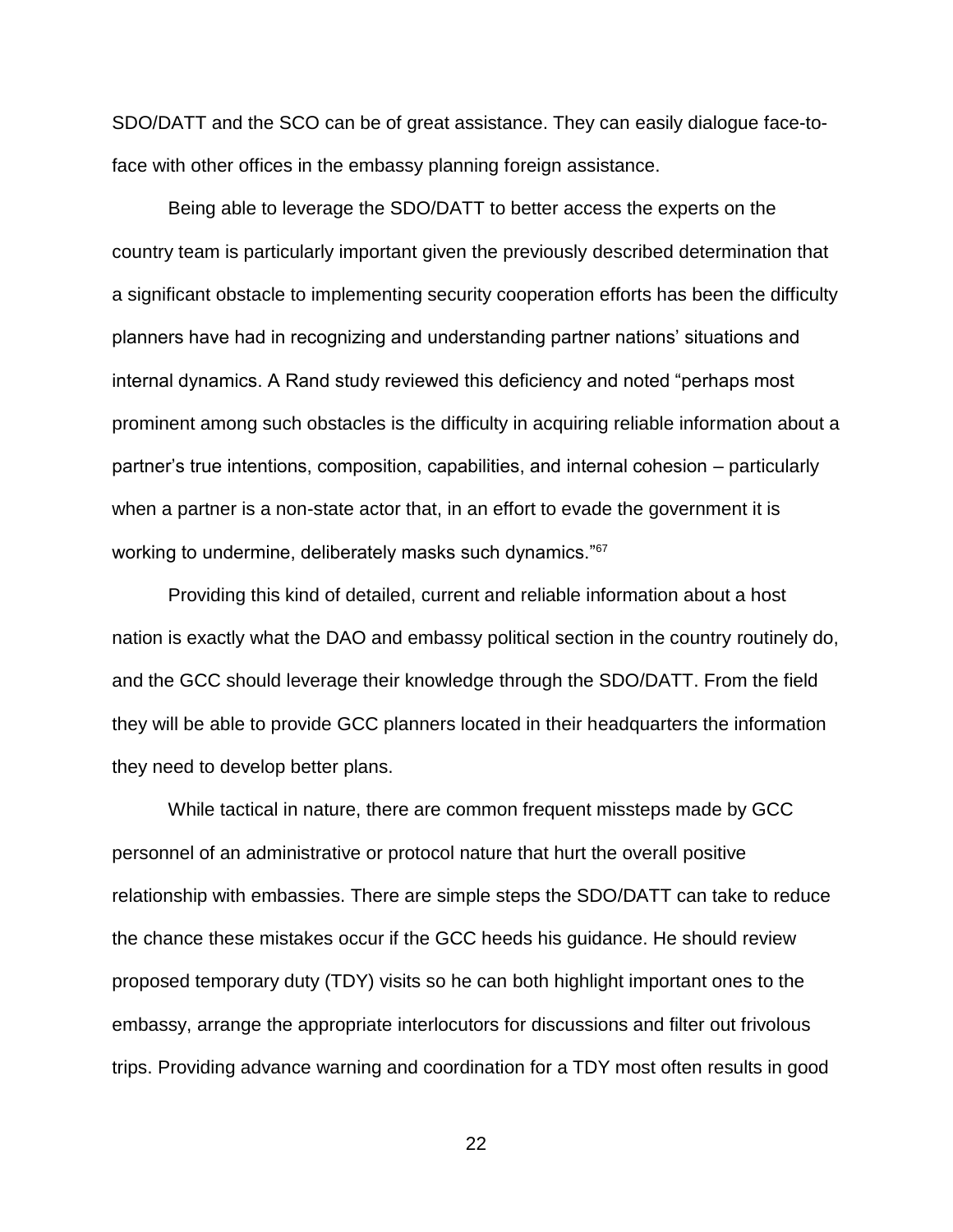SDO/DATT and the SCO can be of great assistance. They can easily dialogue face-to-face with other offices in the embassy planning foreign assistance.

Being able to leverage the SDO/DATT to better access the experts on the country team is particularly important given the previously described determination that a significant obstacle to implementing security cooperation efforts has been the difficulty planners have had in recognizing and understanding partner nations' situations and internal dynamics. A Rand study reviewed this deficiency and noted "perhaps most prominent among such obstacles is the difficulty in acquiring reliable information about a partner's true intentions, composition, capabilities, and internal cohesion – particularly when a partner is a non-state actor that, in an effort to evade the government it is working to undermine, deliberately masks such dynamics."[67]

Providing this kind of detailed, current and reliable information about a host nation is exactly what the DAO and embassy political section in the country routinely do, and the GCC should leverage their knowledge through the SDO/DATT. From the field they will be able to provide GCC planners located in their headquarters the information they need to develop better plans.

While tactical in nature, there are common frequent missteps made by GCC personnel of an administrative or protocol nature that hurt the overall positive relationship with embassies. There are simple steps the SDO/DATT can take to reduce the chance these mistakes occur if the GCC heeds his guidance. He should review proposed temporary duty (TDY) visits so he can both highlight important ones to the embassy, arrange the appropriate interlocutors for discussions and filter out frivolous trips. Providing advance warning and coordination for a TDY most often results in good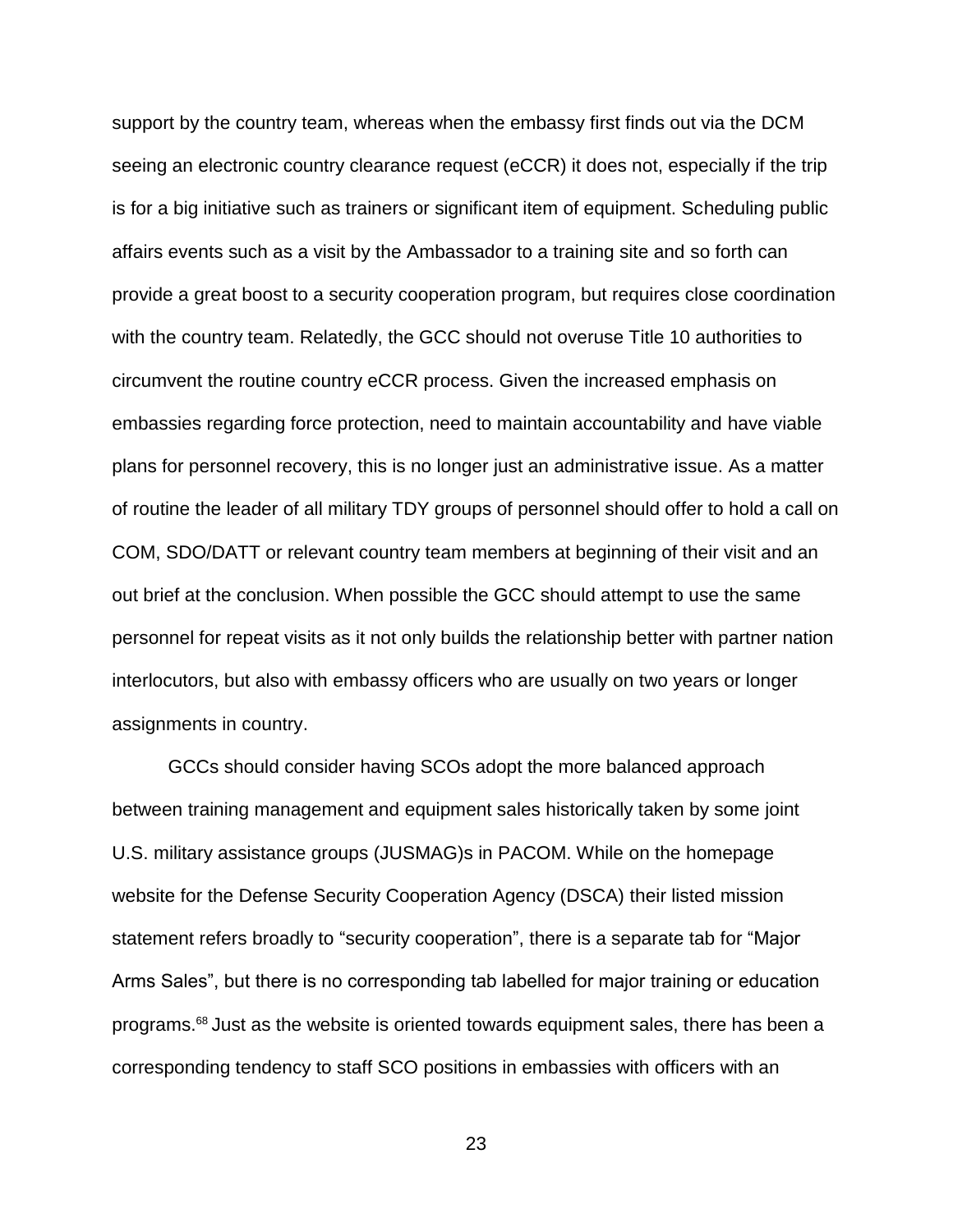support by the country team, whereas when the embassy first finds out via the DCM seeing an electronic country clearance request (eCCR) it does not, especially if the trip is for a big initiative such as trainers or significant item of equipment. Scheduling public affairs events such as a visit by the Ambassador to a training site and so forth can provide a great boost to a security cooperation program, but requires close coordination with the country team. Relatedly, the GCC should not overuse Title 10 authorities to circumvent the routine country eCCR process. Given the increased emphasis on embassies regarding force protection, need to maintain accountability and have viable plans for personnel recovery, this is no longer just an administrative issue. As a matter of routine the leader of all military TDY groups of personnel should offer to hold a call on COM, SDO/DATT or relevant country team members at beginning of their visit and an out brief at the conclusion. When possible the GCC should attempt to use the same personnel for repeat visits as it not only builds the relationship better with partner nation interlocutors, but also with embassy officers who are usually on two years or longer assignments in country.

GCCs should consider having SCOs adopt the more balanced approach between training management and equipment sales historically taken by some joint U.S. military assistance groups (JUSMAG)s in PACOM. While on the homepage website for the Defense Security Cooperation Agency (DSCA) their listed mission statement refers broadly to "security cooperation", there is a separate tab for "Major Arms Sales", but there is no corresponding tab labelled for major training or education programs.[68] Just as the website is oriented towards equipment sales, there has been a corresponding tendency to staff SCO positions in embassies with officers with an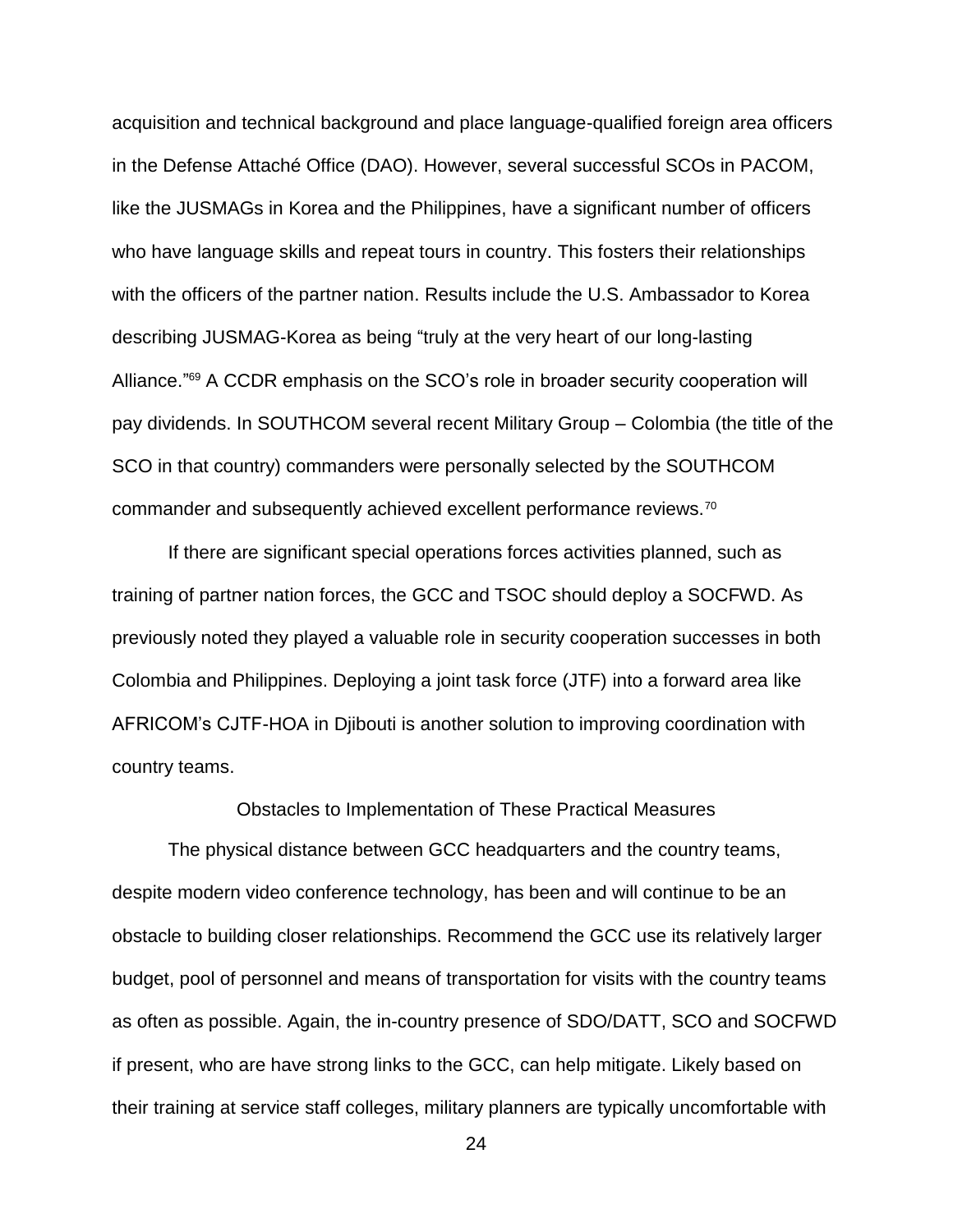acquisition and technical background and place language-qualified foreign area officers in the Defense Attaché Office (DAO). However, several successful SCOs in PACOM, like the JUSMAGs in Korea and the Philippines, have a significant number of officers who have language skills and repeat tours in country. This fosters their relationships with the officers of the partner nation. Results include the U.S. Ambassador to Korea describing JUSMAG-Korea as being "truly at the very heart of our long-lasting Alliance."[69] A CCDR emphasis on the SCO's role in broader security cooperation will pay dividends. In SOUTHCOM several recent Military Group – Colombia (the title of the SCO in that country) commanders were personally selected by the SOUTHCOM commander and subsequently achieved excellent performance reviews.[70]

If there are significant special operations forces activities planned, such as training of partner nation forces, the GCC and TSOC should deploy a SOCFWD. As previously noted they played a valuable role in security cooperation successes in both Colombia and Philippines. Deploying a joint task force (JTF) into a forward area like AFRICOM's CJTF-HOA in Djibouti is another solution to improving coordination with country teams.

## Obstacles to Implementation of These Practical Measures

The physical distance between GCC headquarters and the country teams, despite modern video conference technology, has been and will continue to be an obstacle to building closer relationships. Recommend the GCC use its relatively larger budget, pool of personnel and means of transportation for visits with the country teams as often as possible. Again, the in-country presence of SDO/DATT, SCO and SOCFWD if present, who are have strong links to the GCC, can help mitigate. Likely based on their training at service staff colleges, military planners are typically uncomfortable with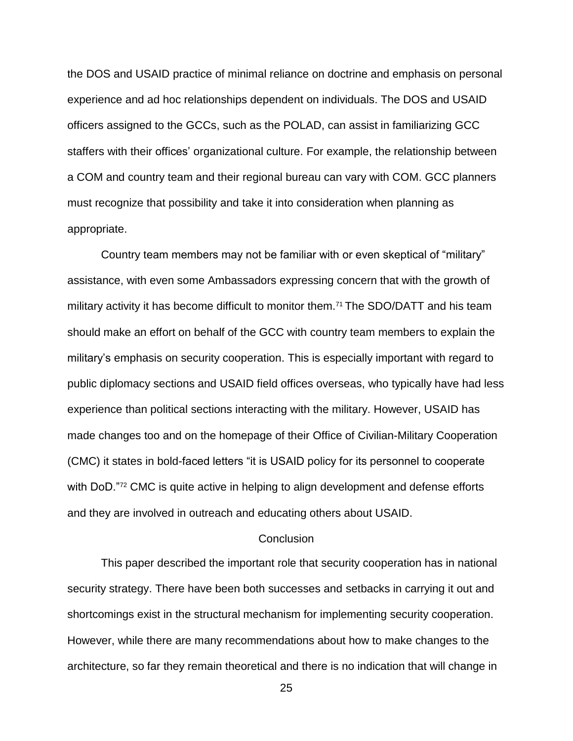the DOS and USAID practice of minimal reliance on doctrine and emphasis on personal experience and ad hoc relationships dependent on individuals. The DOS and USAID officers assigned to the GCCs, such as the POLAD, can assist in familiarizing GCC staffers with their offices' organizational culture. For example, the relationship between a COM and country team and their regional bureau can vary with COM. GCC planners must recognize that possibility and take it into consideration when planning as appropriate.

Country team members may not be familiar with or even skeptical of "military" assistance, with even some Ambassadors expressing concern that with the growth of military activity it has become difficult to monitor them.[71] The SDO/DATT and his team should make an effort on behalf of the GCC with country team members to explain the military's emphasis on security cooperation. This is especially important with regard to public diplomacy sections and USAID field offices overseas, who typically have had less experience than political sections interacting with the military. However, USAID has made changes too and on the homepage of their Office of Civilian-Military Cooperation (CMC) it states in bold-faced letters "it is USAID policy for its personnel to cooperate with DoD."[72] CMC is quite active in helping to align development and defense efforts and they are involved in outreach and educating others about USAID.

## Conclusion

This paper described the important role that security cooperation has in national security strategy. There have been both successes and setbacks in carrying it out and shortcomings exist in the structural mechanism for implementing security cooperation. However, while there are many recommendations about how to make changes to the architecture, so far they remain theoretical and there is no indication that will change in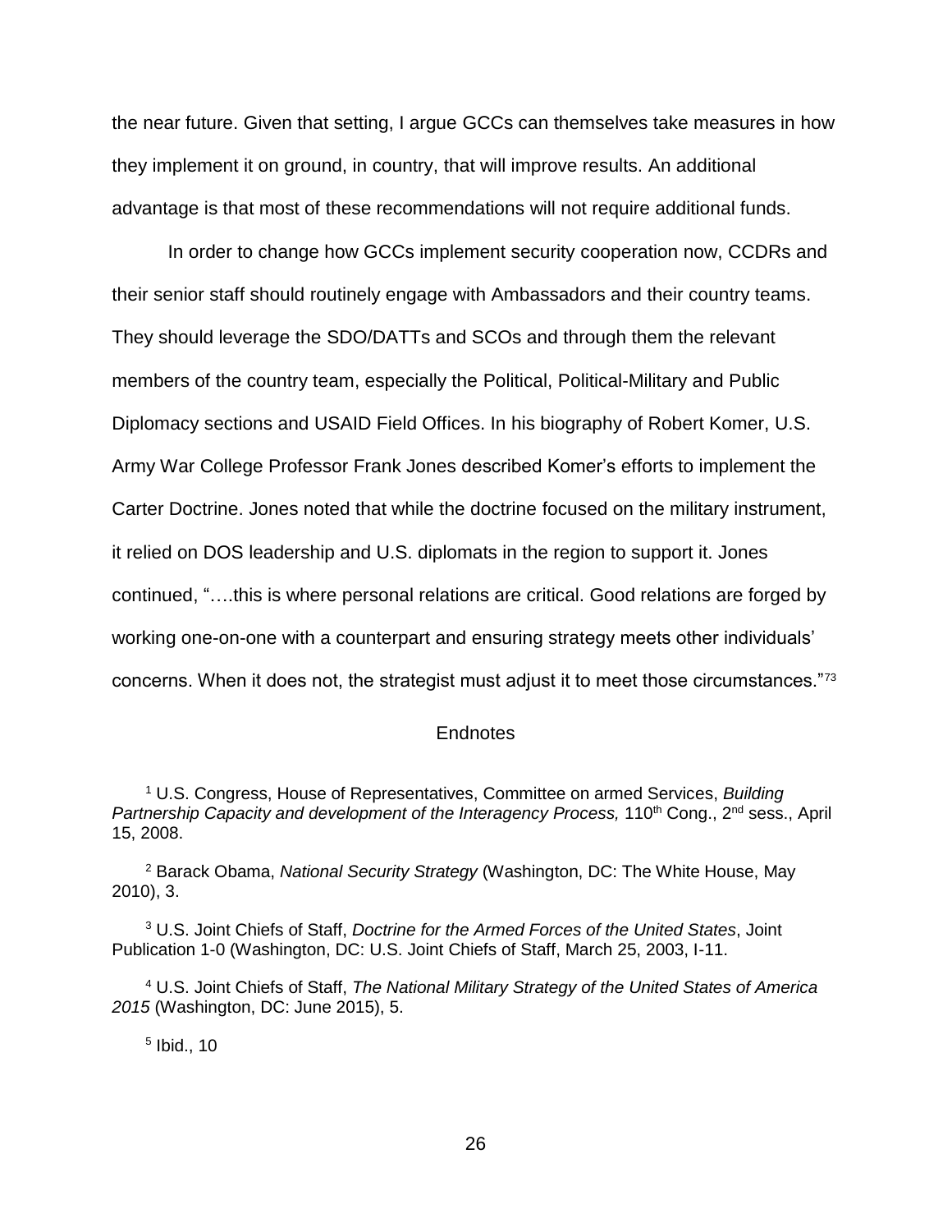the near future. Given that setting, I argue GCCs can themselves take measures in how they implement it on ground, in country, that will improve results. An additional advantage is that most of these recommendations will not require additional funds.

In order to change how GCCs implement security cooperation now, CCDRs and their senior staff should routinely engage with Ambassadors and their country teams. They should leverage the SDO/DATTs and SCOs and through them the relevant members of the country team, especially the Political, Political-Military and Public Diplomacy sections and USAID Field Offices. In his biography of Robert Komer, U.S. Army War College Professor Frank Jones described Komer's efforts to implement the Carter Doctrine. Jones noted that while the doctrine focused on the military instrument, it relied on DOS leadership and U.S. diplomats in the region to support it. Jones continued, "….this is where personal relations are critical. Good relations are forged by working one-on-one with a counterpart and ensuring strategy meets other individuals' concerns. When it does not, the strategist must adjust it to meet those circumstances."[73]

## Endnotes

[1] U.S. Congress, House of Representatives, Committee on armed Services, *Building Partnership Capacity and development of the Interagency Process,* 110th Cong., 2nd sess., April 15, 2008.

[2] Barack Obama, *National Security Strategy* (Washington, DC: The White House, May 2010), 3.

[3] U.S. Joint Chiefs of Staff, *Doctrine for the Armed Forces of the United States*, Joint Publication 1-0 (Washington, DC: U.S. Joint Chiefs of Staff, March 25, 2003, I-11.

[4] U.S. Joint Chiefs of Staff, *The National Military Strategy of the United States of America 2015* (Washington, DC: June 2015), 5.

[5] Ibid., 10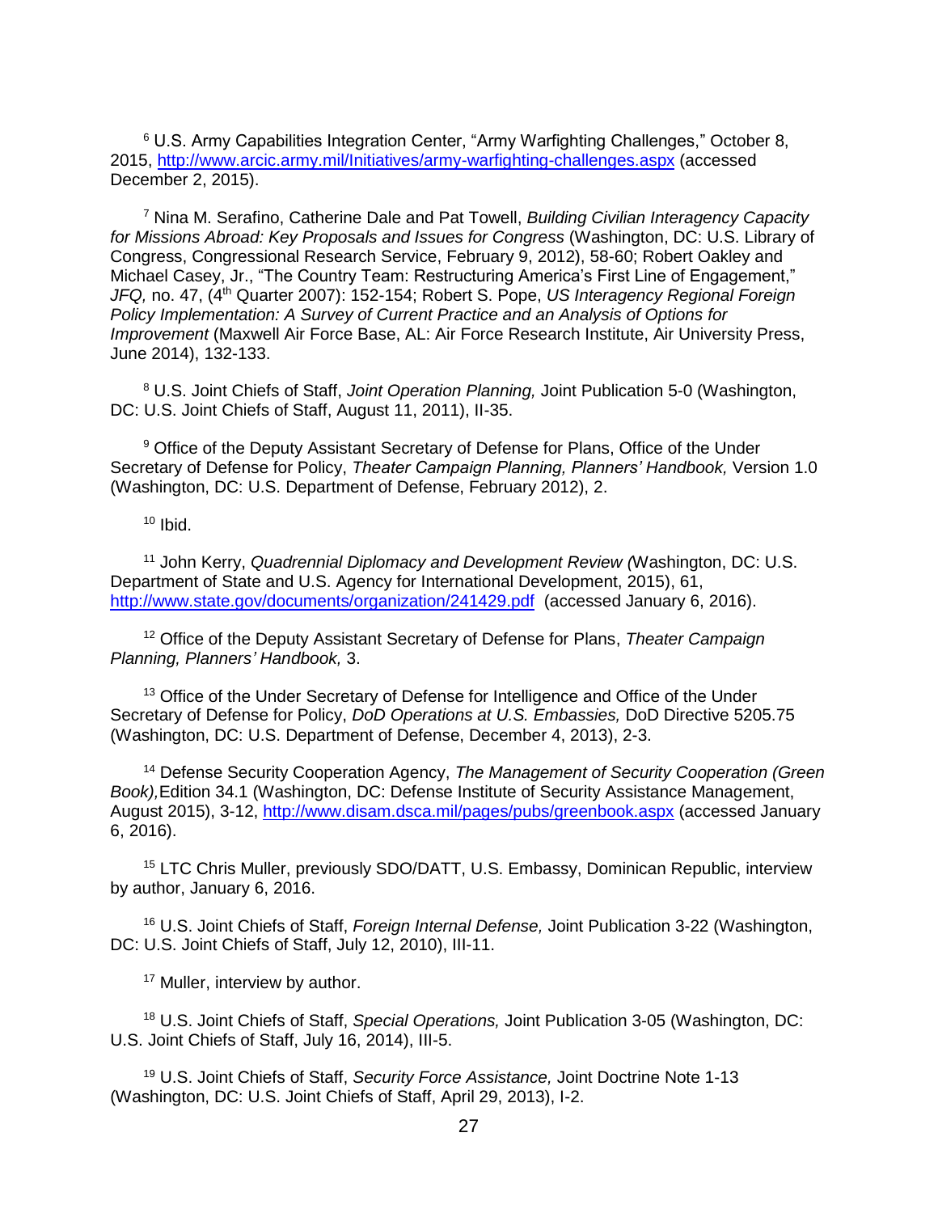[6] U.S. Army Capabilities Integration Center, "Army Warfighting Challenges," October 8, 2015, http://www.arcic.army.mil/Initiatives/army-warfighting-challenges.aspx (accessed December 2, 2015).

[7] Nina M. Serafino, Catherine Dale and Pat Towell, *Building Civilian Interagency Capacity for Missions Abroad: Key Proposals and Issues for Congress* (Washington, DC: U.S. Library of Congress, Congressional Research Service, February 9, 2012), 58-60; Robert Oakley and Michael Casey, Jr., "The Country Team: Restructuring America's First Line of Engagement," *JFQ,* no. 47, (4th Quarter 2007): 152-154; Robert S. Pope, *US Interagency Regional Foreign Policy Implementation: A Survey of Current Practice and an Analysis of Options for Improvement* (Maxwell Air Force Base, AL: Air Force Research Institute, Air University Press, June 2014), 132-133.

[8] U.S. Joint Chiefs of Staff, *Joint Operation Planning,* Joint Publication 5-0 (Washington, DC: U.S. Joint Chiefs of Staff, August 11, 2011), II-35.

[9] Office of the Deputy Assistant Secretary of Defense for Plans, Office of the Under Secretary of Defense for Policy, *Theater Campaign Planning, Planners' Handbook,* Version 1.0 (Washington, DC: U.S. Department of Defense, February 2012), 2.

[10] Ibid.

[11] John Kerry, *Quadrennial Diplomacy and Development Review (*Washington, DC: U.S. Department of State and U.S. Agency for International Development, 2015), 61, http://www.state.gov/documents/organization/241429.pdf (accessed January 6, 2016).

[12] Office of the Deputy Assistant Secretary of Defense for Plans, *Theater Campaign Planning, Planners' Handbook,* 3.

[13] Office of the Under Secretary of Defense for Intelligence and Office of the Under Secretary of Defense for Policy, *DoD Operations at U.S. Embassies,* DoD Directive 5205.75 (Washington, DC: U.S. Department of Defense, December 4, 2013), 2-3.

[14] Defense Security Cooperation Agency, *The Management of Security Cooperation (Green Book),*Edition 34.1 (Washington, DC: Defense Institute of Security Assistance Management, August 2015), 3-12, http://www.disam.dsca.mil/pages/pubs/greenbook.aspx (accessed January 6, 2016).

[15] LTC Chris Muller, previously SDO/DATT, U.S. Embassy, Dominican Republic, interview by author, January 6, 2016.

[16] U.S. Joint Chiefs of Staff, *Foreign Internal Defense,* Joint Publication 3-22 (Washington, DC: U.S. Joint Chiefs of Staff, July 12, 2010), III-11.

[17] Muller, interview by author.

[18] U.S. Joint Chiefs of Staff, *Special Operations,* Joint Publication 3-05 (Washington, DC: U.S. Joint Chiefs of Staff, July 16, 2014), III-5.

[19] U.S. Joint Chiefs of Staff, *Security Force Assistance,* Joint Doctrine Note 1-13 (Washington, DC: U.S. Joint Chiefs of Staff, April 29, 2013), I-2.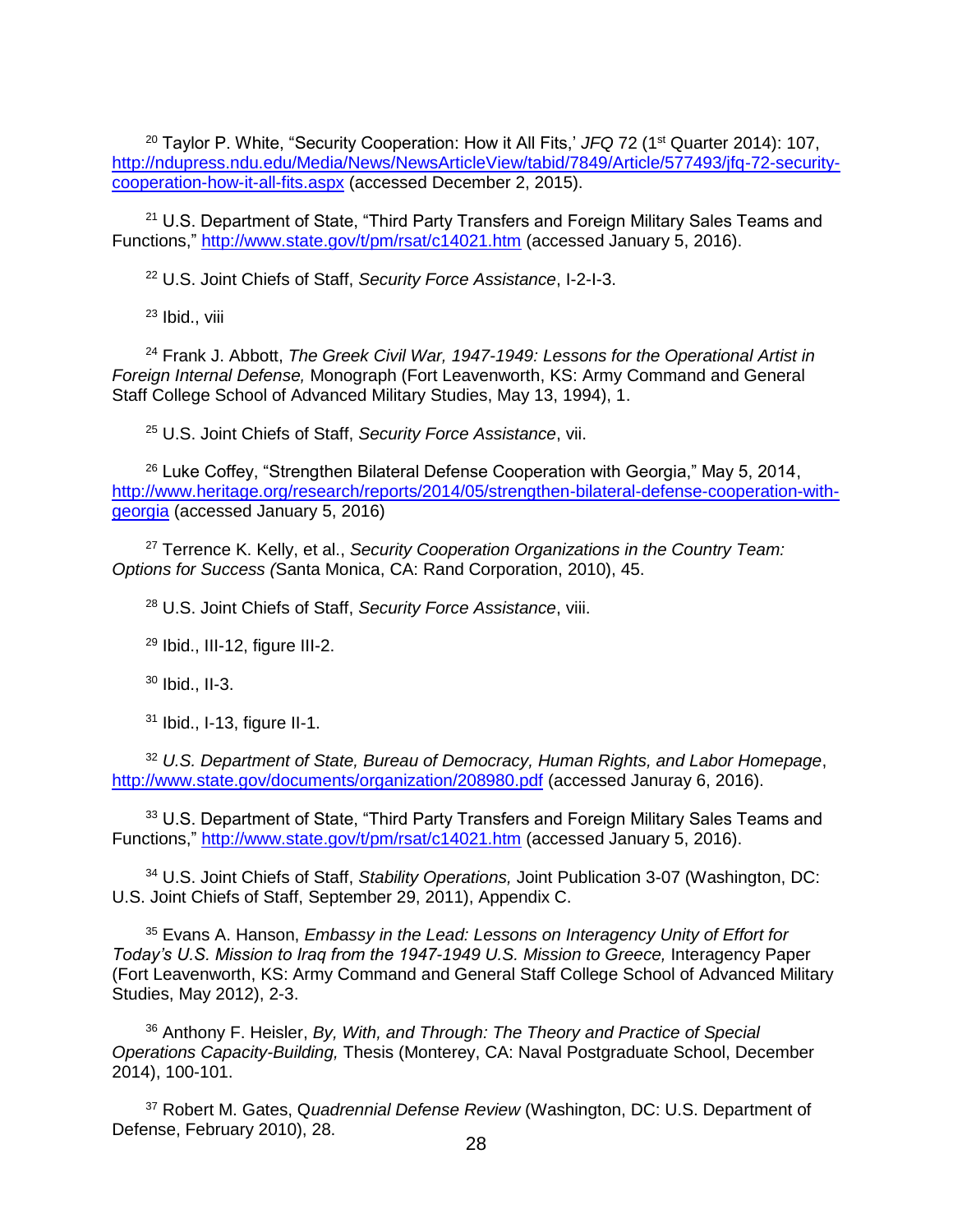[20] Taylor P. White, "Security Cooperation: How it All Fits,' *JFQ* 72 (1st Quarter 2014): 107, http://ndupress.ndu.edu/Media/News/NewsArticleView/tabid/7849/Article/577493/jfq-72-security-cooperation-how-it-all-fits.aspx (accessed December 2, 2015).

[21] U.S. Department of State, "Third Party Transfers and Foreign Military Sales Teams and Functions," http://www.state.gov/t/pm/rsat/c14021.htm (accessed January 5, 2016).

[22] U.S. Joint Chiefs of Staff, *Security Force Assistance*, I-2-I-3.

[23] Ibid., viii

[24] Frank J. Abbott, *The Greek Civil War, 1947-1949: Lessons for the Operational Artist in Foreign Internal Defense,* Monograph (Fort Leavenworth, KS: Army Command and General Staff College School of Advanced Military Studies, May 13, 1994), 1.

[25] U.S. Joint Chiefs of Staff, *Security Force Assistance*, vii.

[26] Luke Coffey, "Strengthen Bilateral Defense Cooperation with Georgia," May 5, 2014, http://www.heritage.org/research/reports/2014/05/strengthen-bilateral-defense-cooperation-with-georgia (accessed January 5, 2016)

[27] Terrence K. Kelly, et al., *Security Cooperation Organizations in the Country Team: Options for Success (*Santa Monica, CA: Rand Corporation, 2010), 45.

[28] U.S. Joint Chiefs of Staff, *Security Force Assistance*, viii.

[29] Ibid., III-12, figure III-2.

[30] Ibid., II-3.

[31] Ibid., I-13, figure II-1.

[32] *U.S. Department of State, Bureau of Democracy, Human Rights, and Labor Homepage*, http://www.state.gov/documents/organization/208980.pdf (accessed Januray 6, 2016).

[33] U.S. Department of State, "Third Party Transfers and Foreign Military Sales Teams and Functions," http://www.state.gov/t/pm/rsat/c14021.htm (accessed January 5, 2016).

[34] U.S. Joint Chiefs of Staff, *Stability Operations,* Joint Publication 3-07 (Washington, DC: U.S. Joint Chiefs of Staff, September 29, 2011), Appendix C.

[35] Evans A. Hanson, *Embassy in the Lead: Lessons on Interagency Unity of Effort for Today's U.S. Mission to Iraq from the 1947-1949 U.S. Mission to Greece,* Interagency Paper (Fort Leavenworth, KS: Army Command and General Staff College School of Advanced Military Studies, May 2012), 2-3.

[36] Anthony F. Heisler, *By, With, and Through: The Theory and Practice of Special Operations Capacity-Building,* Thesis (Monterey, CA: Naval Postgraduate School, December 2014), 100-101.

[37] Robert M. Gates, Q*uadrennial Defense Review* (Washington, DC: U.S. Department of Defense, February 2010), 28.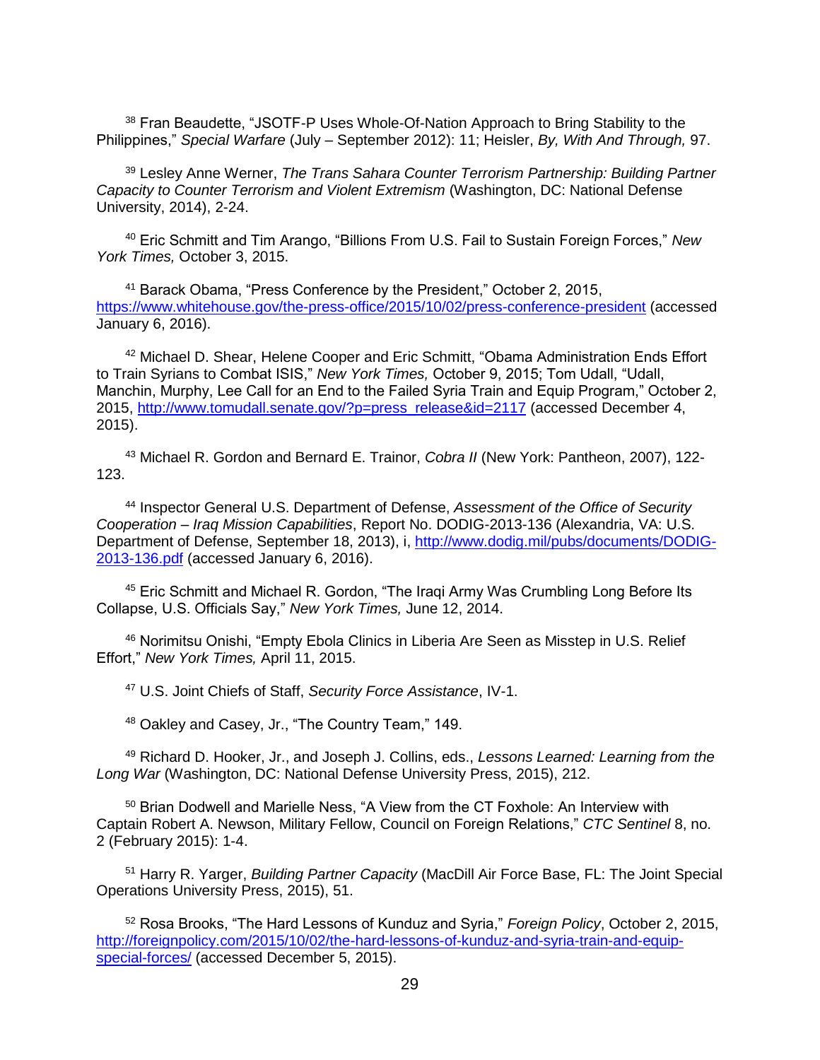[38] Fran Beaudette, "JSOTF-P Uses Whole-Of-Nation Approach to Bring Stability to the Philippines," *Special Warfare* (July – September 2012): 11; Heisler, *By, With And Through,* 97.

[39] Lesley Anne Werner, *The Trans Sahara Counter Terrorism Partnership: Building Partner Capacity to Counter Terrorism and Violent Extremism* (Washington, DC: National Defense University, 2014), 2-24.

[40] Eric Schmitt and Tim Arango, "Billions From U.S. Fail to Sustain Foreign Forces," *New York Times,* October 3, 2015.

[41] Barack Obama, "Press Conference by the President," October 2, 2015, https://www.whitehouse.gov/the-press-office/2015/10/02/press-conference-president (accessed January 6, 2016).

[42] Michael D. Shear, Helene Cooper and Eric Schmitt, "Obama Administration Ends Effort to Train Syrians to Combat ISIS," *New York Times,* October 9, 2015; Tom Udall, "Udall, Manchin, Murphy, Lee Call for an End to the Failed Syria Train and Equip Program," October 2, 2015, http://www.tomudall.senate.gov/?p=press_release&id=2117 (accessed December 4, 2015).

[43] Michael R. Gordon and Bernard E. Trainor, *Cobra II* (New York: Pantheon, 2007), 122-123.

[44] Inspector General U.S. Department of Defense, *Assessment of the Office of Security Cooperation – Iraq Mission Capabilities*, Report No. DODIG-2013-136 (Alexandria, VA: U.S. Department of Defense, September 18, 2013), i, http://www.dodig.mil/pubs/documents/DODIG-2013-136.pdf (accessed January 6, 2016).

[45] Eric Schmitt and Michael R. Gordon, "The Iraqi Army Was Crumbling Long Before Its Collapse, U.S. Officials Say," *New York Times,* June 12, 2014.

[46] Norimitsu Onishi, "Empty Ebola Clinics in Liberia Are Seen as Misstep in U.S. Relief Effort," *New York Times,* April 11, 2015.

[47] U.S. Joint Chiefs of Staff, *Security Force Assistance*, IV-1.

[48] Oakley and Casey, Jr., "The Country Team," 149.

[49] Richard D. Hooker, Jr., and Joseph J. Collins, eds., *Lessons Learned: Learning from the Long War* (Washington, DC: National Defense University Press, 2015), 212.

[50] Brian Dodwell and Marielle Ness, "A View from the CT Foxhole: An Interview with Captain Robert A. Newson, Military Fellow, Council on Foreign Relations," *CTC Sentinel* 8, no. 2 (February 2015): 1-4.

[51] Harry R. Yarger, *Building Partner Capacity* (MacDill Air Force Base, FL: The Joint Special Operations University Press, 2015), 51.

[52] Rosa Brooks, "The Hard Lessons of Kunduz and Syria," *Foreign Policy*, October 2, 2015, http://foreignpolicy.com/2015/10/02/the-hard-lessons-of-kunduz-and-syria-train-and-equip-special-forces/ (accessed December 5, 2015).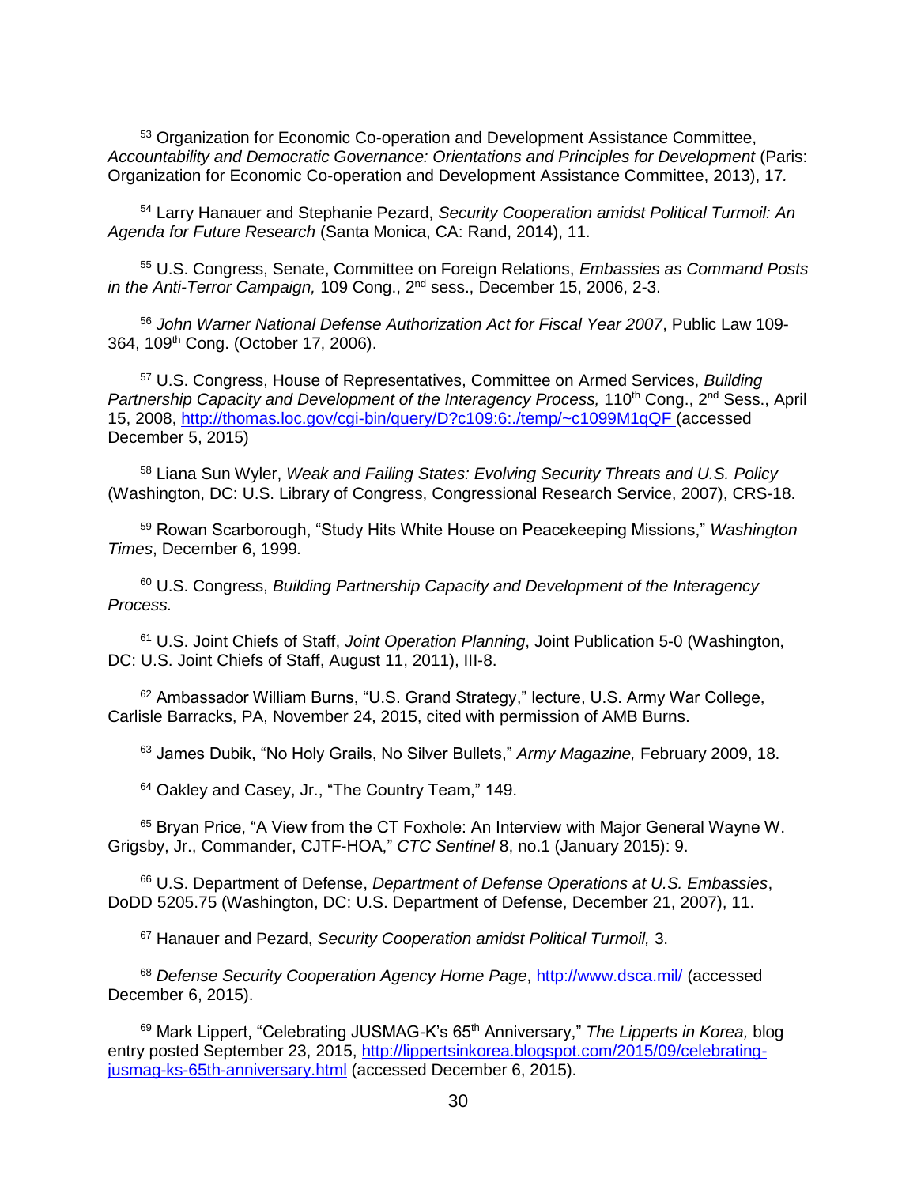[53] Organization for Economic Co-operation and Development Assistance Committee, *Accountability and Democratic Governance: Orientations and Principles for Development* (Paris: Organization for Economic Co-operation and Development Assistance Committee, 2013), 17.

[54] Larry Hanauer and Stephanie Pezard, *Security Cooperation amidst Political Turmoil: An Agenda for Future Research* (Santa Monica, CA: Rand, 2014), 11.

[55] U.S. Congress, Senate, Committee on Foreign Relations, *Embassies as Command Posts in the Anti-Terror Campaign,* 109 Cong., 2nd sess., December 15, 2006, 2-3.

[56] *John Warner National Defense Authorization Act for Fiscal Year 2007*, Public Law 109-364, 109th Cong. (October 17, 2006).

[57] U.S. Congress, House of Representatives, Committee on Armed Services, *Building Partnership Capacity and Development of the Interagency Process,* 110th Cong., 2nd Sess., April 15, 2008, http://thomas.loc.gov/cgi-bin/query/D?c109:6:./temp/~c1099M1qQF (accessed December 5, 2015)

[58] Liana Sun Wyler, *Weak and Failing States: Evolving Security Threats and U.S. Policy* (Washington, DC: U.S. Library of Congress, Congressional Research Service, 2007), CRS-18.

[59] Rowan Scarborough, "Study Hits White House on Peacekeeping Missions," *Washington Times*, December 6, 1999.

[60] U.S. Congress, *Building Partnership Capacity and Development of the Interagency Process.*

[61] U.S. Joint Chiefs of Staff, *Joint Operation Planning*, Joint Publication 5-0 (Washington, DC: U.S. Joint Chiefs of Staff, August 11, 2011), III-8.

[62] Ambassador William Burns, "U.S. Grand Strategy," lecture, U.S. Army War College, Carlisle Barracks, PA, November 24, 2015, cited with permission of AMB Burns.

[63] James Dubik, "No Holy Grails, No Silver Bullets," *Army Magazine,* February 2009, 18.

[64] Oakley and Casey, Jr., "The Country Team," 149.

[65] Bryan Price, "A View from the CT Foxhole: An Interview with Major General Wayne W. Grigsby, Jr., Commander, CJTF-HOA," *CTC Sentinel* 8, no.1 (January 2015): 9.

[66] U.S. Department of Defense, *Department of Defense Operations at U.S. Embassies*, DoDD 5205.75 (Washington, DC: U.S. Department of Defense, December 21, 2007), 11.

[67] Hanauer and Pezard, *Security Cooperation amidst Political Turmoil,* 3.

[68] *Defense Security Cooperation Agency Home Page*, http://www.dsca.mil/ (accessed December 6, 2015).

[69] Mark Lippert, "Celebrating JUSMAG-K's 65th Anniversary," *The Lipperts in Korea,* blog entry posted September 23, 2015, http://lippertsinkorea.blogspot.com/2015/09/celebrating-jusmag-ks-65th-anniversary.html (accessed December 6, 2015).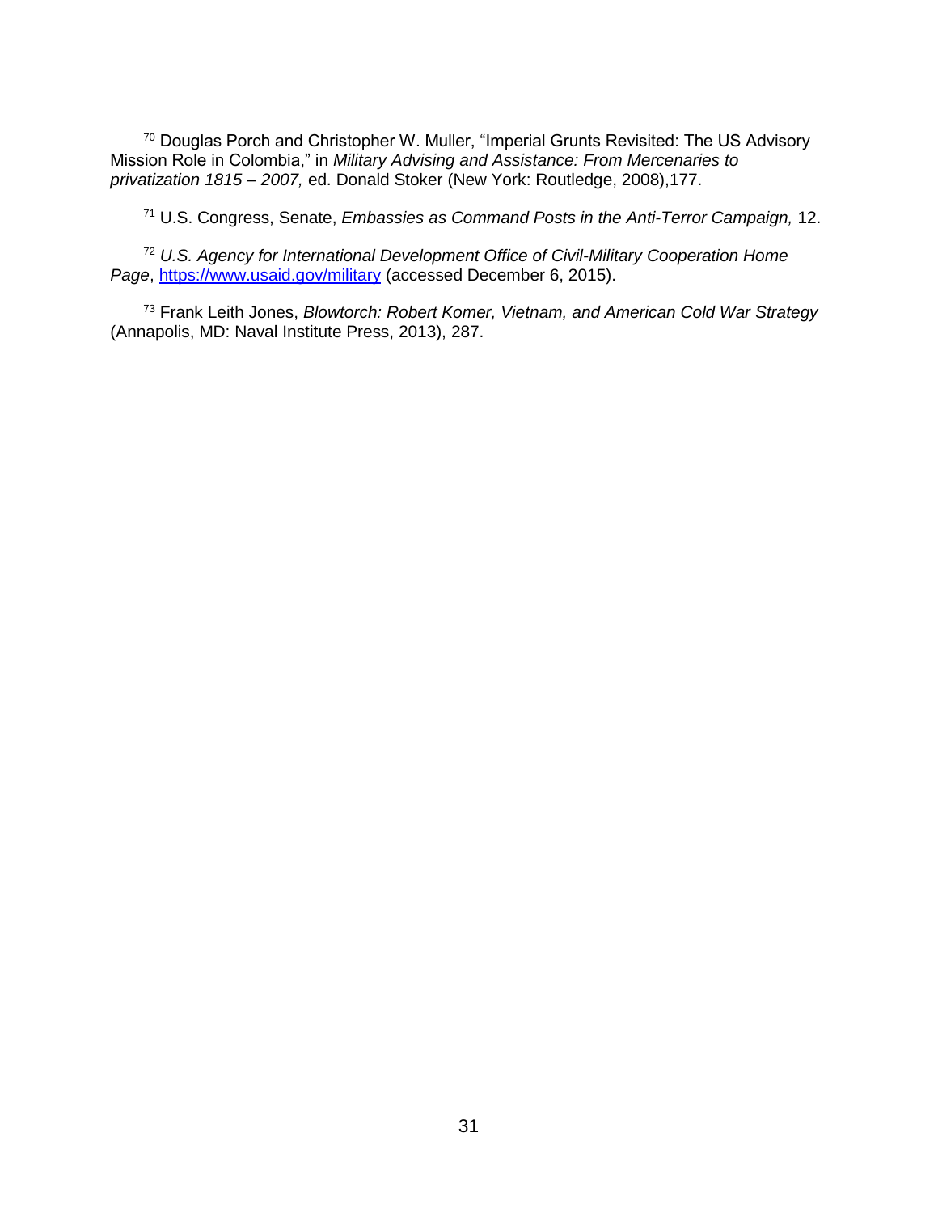[70] Douglas Porch and Christopher W. Muller, "Imperial Grunts Revisited: The US Advisory Mission Role in Colombia," in *Military Advising and Assistance: From Mercenaries to privatization 1815 – 2007,* ed. Donald Stoker (New York: Routledge, 2008),177.

[71] U.S. Congress, Senate, *Embassies as Command Posts in the Anti-Terror Campaign,* 12.

[72] *U.S. Agency for International Development Office of Civil-Military Cooperation Home Page*, https://www.usaid.gov/military (accessed December 6, 2015).

[73] Frank Leith Jones, *Blowtorch: Robert Komer, Vietnam, and American Cold War Strategy* (Annapolis, MD: Naval Institute Press, 2013), 287.